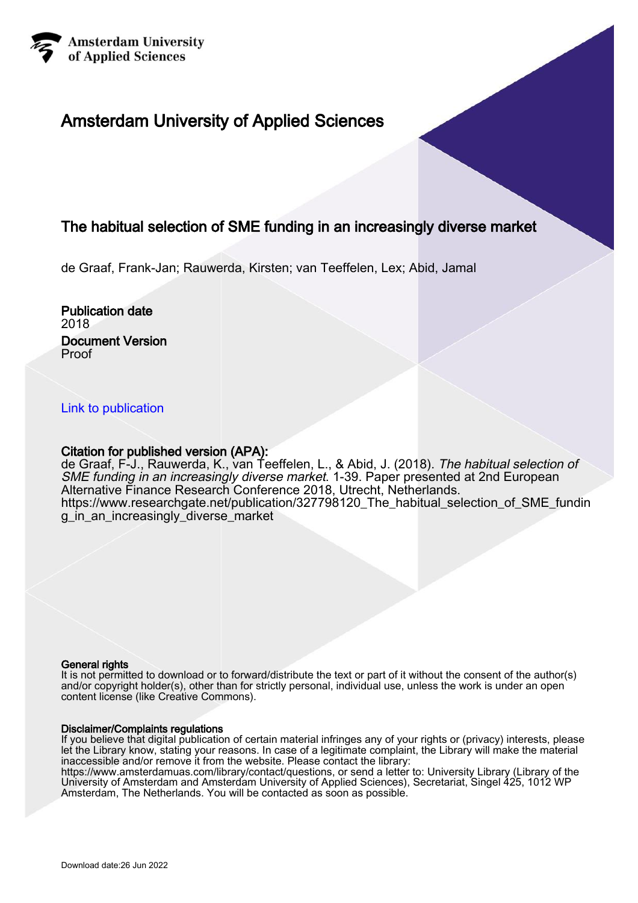Amsterdam University of Applied Sciences

# Amsterdam University of Applied Sciences

## The habitual selection of SME funding in an increasingly diverse market

de Graaf, Frank-Jan; Rauwerda, Kirsten; van Teeffelen, Lex; Abid, Jamal

**Publication date**
2018

**Document Version**
Proof

Link to publication

**Citation for published version (APA):**
de Graaf, F-J., Rauwerda, K., van Teeffelen, L., & Abid, J. (2018). *The habitual selection of SME funding in an increasingly diverse market*. 1-39. Paper presented at 2nd European Alternative Finance Research Conference 2018, Utrecht, Netherlands. https://www.researchgate.net/publication/327798120_The_habitual_selection_of_SME_funding_in_an_increasingly_diverse_market

**General rights**
It is not permitted to download or to forward/distribute the text or part of it without the consent of the author(s) and/or copyright holder(s), other than for strictly personal, individual use, unless the work is under an open content license (like Creative Commons).

**Disclaimer/Complaints regulations**
If you believe that digital publication of certain material infringes any of your rights or (privacy) interests, please let the Library know, stating your reasons. In case of a legitimate complaint, the Library will make the material inaccessible and/or remove it from the website. Please contact the library: https://www.amsterdamuas.com/library/contact/questions, or send a letter to: University Library (Library of the University of Amsterdam and Amsterdam University of Applied Sciences), Secretariat, Singel 425, 1012 WP Amsterdam, The Netherlands. You will be contacted as soon as possible.

Download date:26 Jun 2022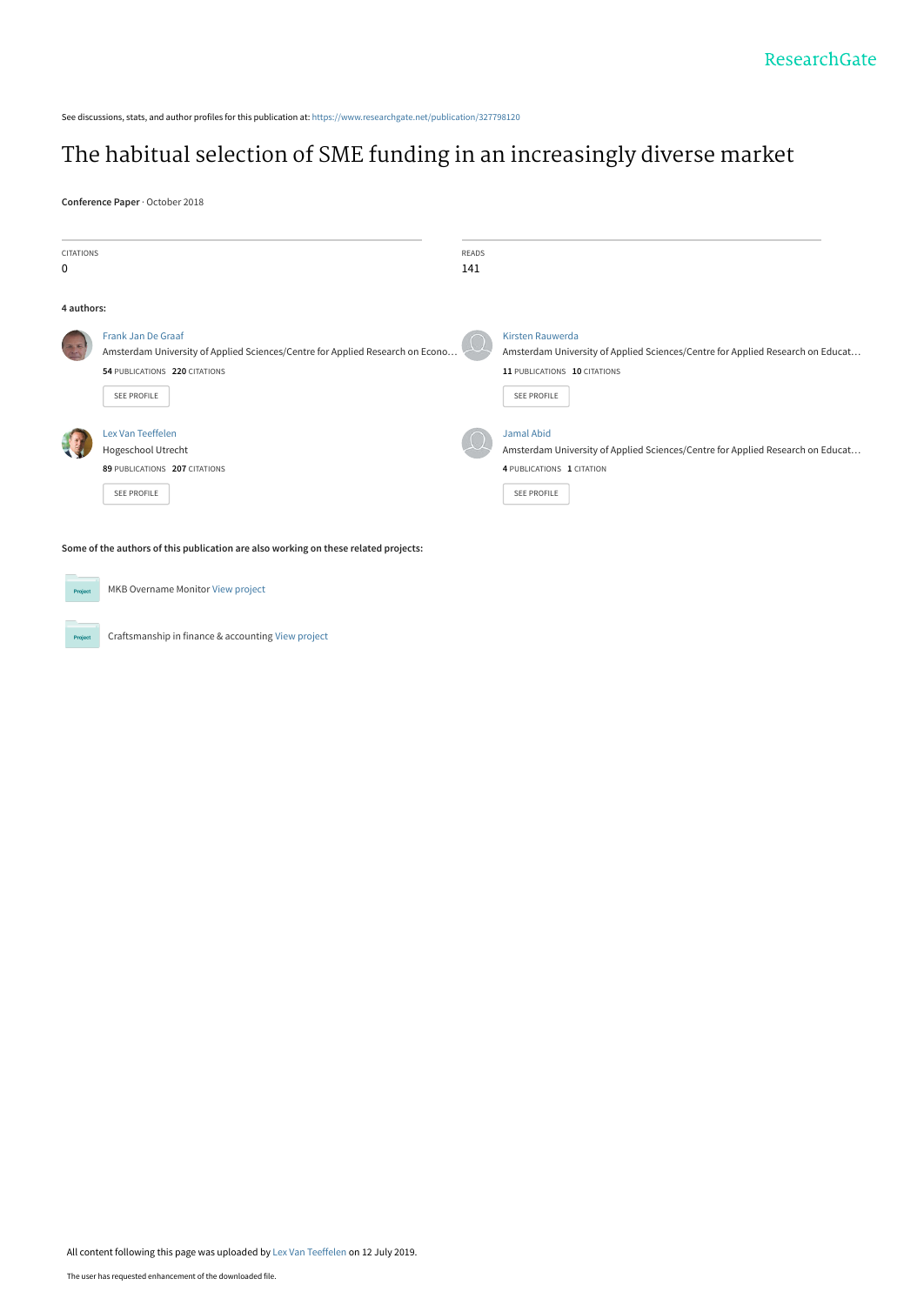See discussions, stats, and author profiles for this publication at: https://www.researchgate.net/publication/327798120

# The habitual selection of SME funding in an increasingly diverse market

**Conference Paper** · October 2018

| CITATIONS | READS |
| --- | --- |
| 0 | 141 |

**4 authors:**

**Frank Jan De Graaf**
Amsterdam University of Applied Sciences/Centre for Applied Research on Econo…
54 PUBLICATIONS 220 CITATIONS
SEE PROFILE

**Kirsten Rauwerda**
Amsterdam University of Applied Sciences/Centre for Applied Research on Educat…
11 PUBLICATIONS 10 CITATIONS
SEE PROFILE

**Lex Van Teeffelen**
Hogeschool Utrecht
89 PUBLICATIONS 207 CITATIONS
SEE PROFILE

**Jamal Abid**
Amsterdam University of Applied Sciences/Centre for Applied Research on Educat…
4 PUBLICATIONS 1 CITATION
SEE PROFILE

**Some of the authors of this publication are also working on these related projects:**

MKB Overname Monitor View project

Craftsmanship in finance & accounting View project

All content following this page was uploaded by Lex Van Teeffelen on 12 July 2019.

The user has requested enhancement of the downloaded file.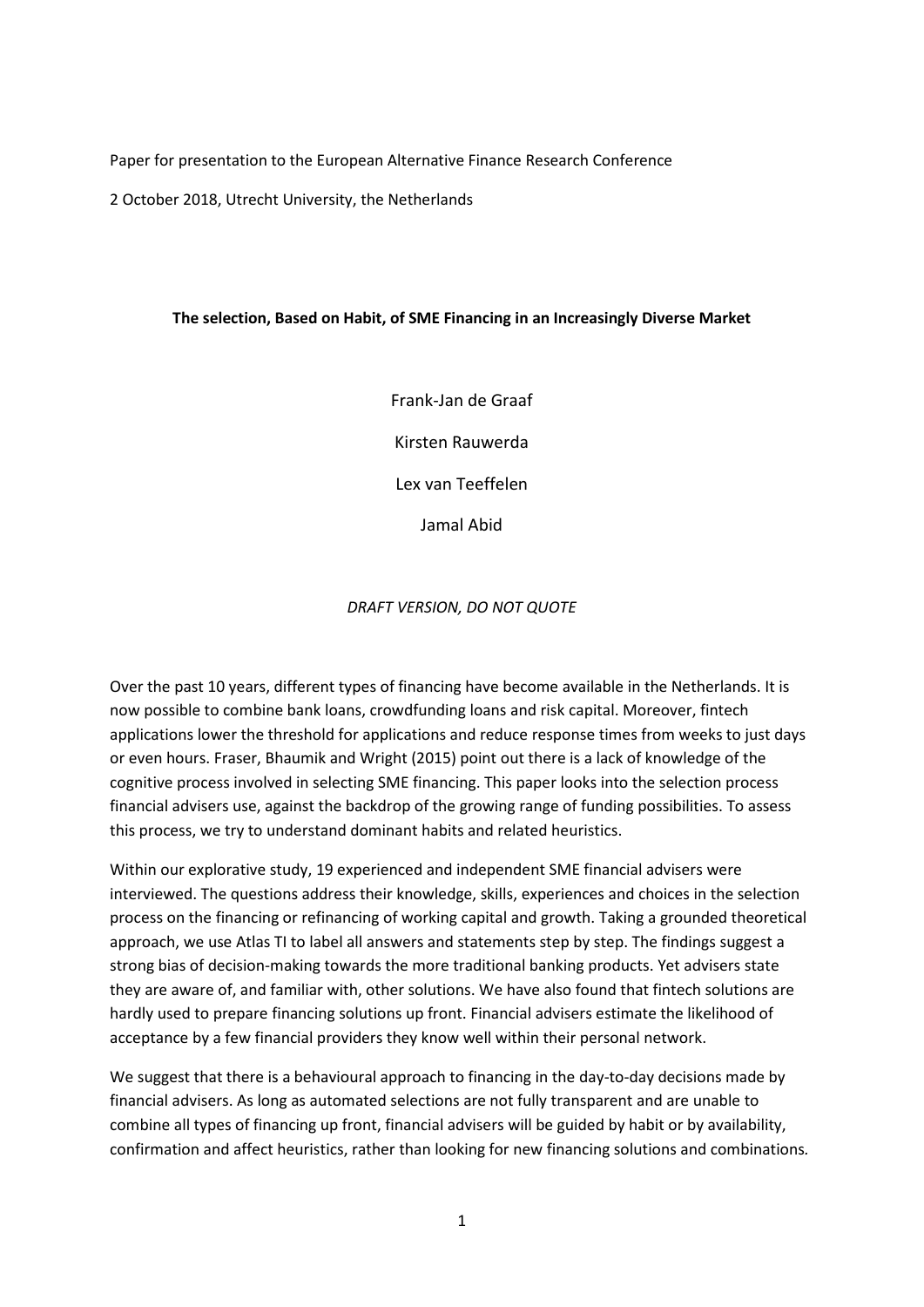Paper for presentation to the European Alternative Finance Research Conference

2 October 2018, Utrecht University, the Netherlands

**The selection, Based on Habit, of SME Financing in an Increasingly Diverse Market**

Frank-Jan de Graaf

Kirsten Rauwerda

Lex van Teeffelen

Jamal Abid

*DRAFT VERSION, DO NOT QUOTE*

Over the past 10 years, different types of financing have become available in the Netherlands. It is now possible to combine bank loans, crowdfunding loans and risk capital. Moreover, fintech applications lower the threshold for applications and reduce response times from weeks to just days or even hours. Fraser, Bhaumik and Wright (2015) point out there is a lack of knowledge of the cognitive process involved in selecting SME financing. This paper looks into the selection process financial advisers use, against the backdrop of the growing range of funding possibilities. To assess this process, we try to understand dominant habits and related heuristics.

Within our explorative study, 19 experienced and independent SME financial advisers were interviewed. The questions address their knowledge, skills, experiences and choices in the selection process on the financing or refinancing of working capital and growth. Taking a grounded theoretical approach, we use Atlas TI to label all answers and statements step by step. The findings suggest a strong bias of decision-making towards the more traditional banking products. Yet advisers state they are aware of, and familiar with, other solutions. We have also found that fintech solutions are hardly used to prepare financing solutions up front. Financial advisers estimate the likelihood of acceptance by a few financial providers they know well within their personal network.

We suggest that there is a behavioural approach to financing in the day-to-day decisions made by financial advisers. As long as automated selections are not fully transparent and are unable to combine all types of financing up front, financial advisers will be guided by habit or by availability, confirmation and affect heuristics, rather than looking for new financing solutions and combinations.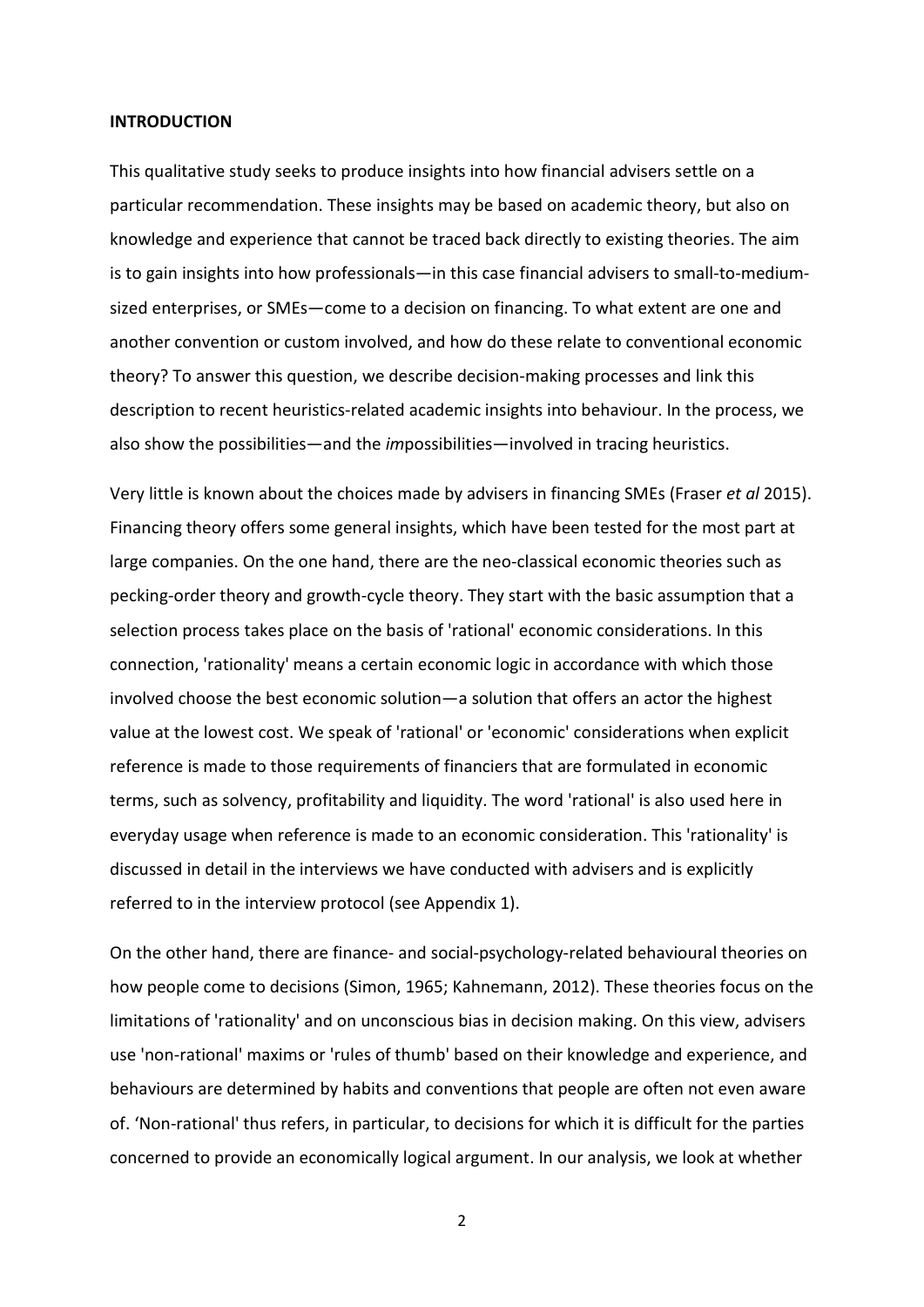**INTRODUCTION**

This qualitative study seeks to produce insights into how financial advisers settle on a particular recommendation. These insights may be based on academic theory, but also on knowledge and experience that cannot be traced back directly to existing theories. The aim is to gain insights into how professionals—in this case financial advisers to small-to-medium-sized enterprises, or SMEs—come to a decision on financing. To what extent are one and another convention or custom involved, and how do these relate to conventional economic theory? To answer this question, we describe decision-making processes and link this description to recent heuristics-related academic insights into behaviour. In the process, we also show the possibilities—and the *im*possibilities—involved in tracing heuristics.

Very little is known about the choices made by advisers in financing SMEs (Fraser *et al* 2015). Financing theory offers some general insights, which have been tested for the most part at large companies. On the one hand, there are the neo-classical economic theories such as pecking-order theory and growth-cycle theory. They start with the basic assumption that a selection process takes place on the basis of 'rational' economic considerations. In this connection, 'rationality' means a certain economic logic in accordance with which those involved choose the best economic solution—a solution that offers an actor the highest value at the lowest cost. We speak of 'rational' or 'economic' considerations when explicit reference is made to those requirements of financiers that are formulated in economic terms, such as solvency, profitability and liquidity. The word 'rational' is also used here in everyday usage when reference is made to an economic consideration. This 'rationality' is discussed in detail in the interviews we have conducted with advisers and is explicitly referred to in the interview protocol (see Appendix 1).

On the other hand, there are finance- and social-psychology-related behavioural theories on how people come to decisions (Simon, 1965; Kahnemann, 2012). These theories focus on the limitations of 'rationality' and on unconscious bias in decision making. On this view, advisers use 'non-rational' maxims or 'rules of thumb' based on their knowledge and experience, and behaviours are determined by habits and conventions that people are often not even aware of. 'Non-rational' thus refers, in particular, to decisions for which it is difficult for the parties concerned to provide an economically logical argument. In our analysis, we look at whether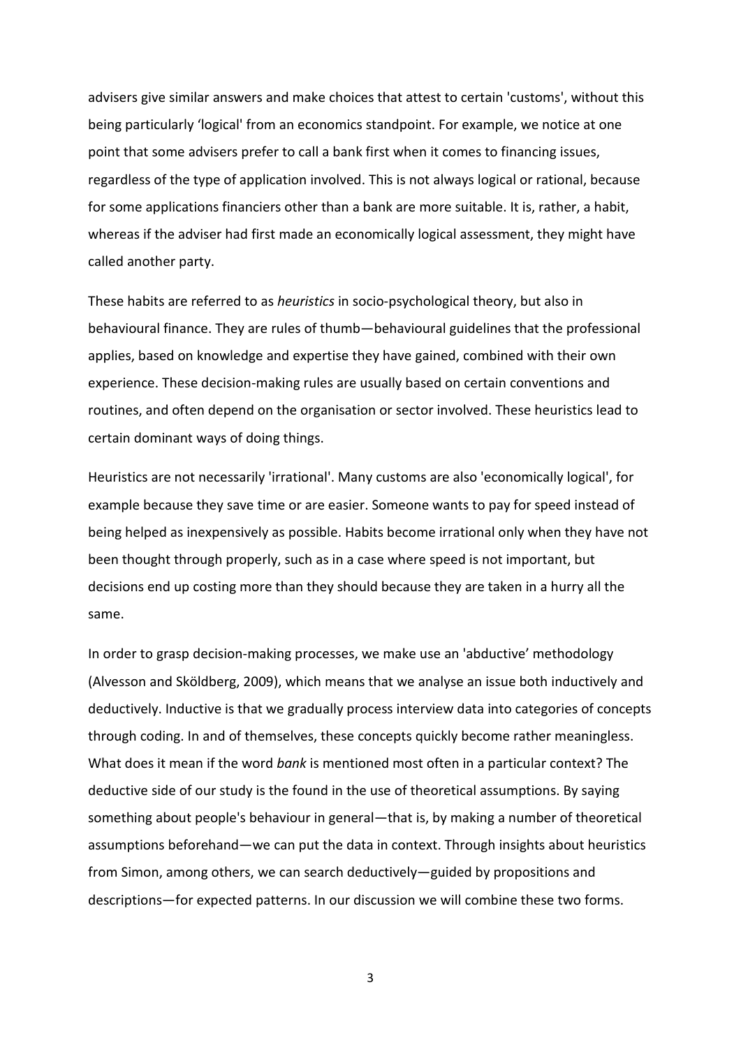advisers give similar answers and make choices that attest to certain 'customs', without this being particularly 'logical' from an economics standpoint. For example, we notice at one point that some advisers prefer to call a bank first when it comes to financing issues, regardless of the type of application involved. This is not always logical or rational, because for some applications financiers other than a bank are more suitable. It is, rather, a habit, whereas if the adviser had first made an economically logical assessment, they might have called another party.

These habits are referred to as *heuristics* in socio-psychological theory, but also in behavioural finance. They are rules of thumb—behavioural guidelines that the professional applies, based on knowledge and expertise they have gained, combined with their own experience. These decision-making rules are usually based on certain conventions and routines, and often depend on the organisation or sector involved. These heuristics lead to certain dominant ways of doing things.

Heuristics are not necessarily 'irrational'. Many customs are also 'economically logical', for example because they save time or are easier. Someone wants to pay for speed instead of being helped as inexpensively as possible. Habits become irrational only when they have not been thought through properly, such as in a case where speed is not important, but decisions end up costing more than they should because they are taken in a hurry all the same.

In order to grasp decision-making processes, we make use an 'abductive' methodology (Alvesson and Sköldberg, 2009), which means that we analyse an issue both inductively and deductively. Inductive is that we gradually process interview data into categories of concepts through coding. In and of themselves, these concepts quickly become rather meaningless. What does it mean if the word *bank* is mentioned most often in a particular context? The deductive side of our study is the found in the use of theoretical assumptions. By saying something about people's behaviour in general—that is, by making a number of theoretical assumptions beforehand—we can put the data in context. Through insights about heuristics from Simon, among others, we can search deductively—guided by propositions and descriptions—for expected patterns. In our discussion we will combine these two forms.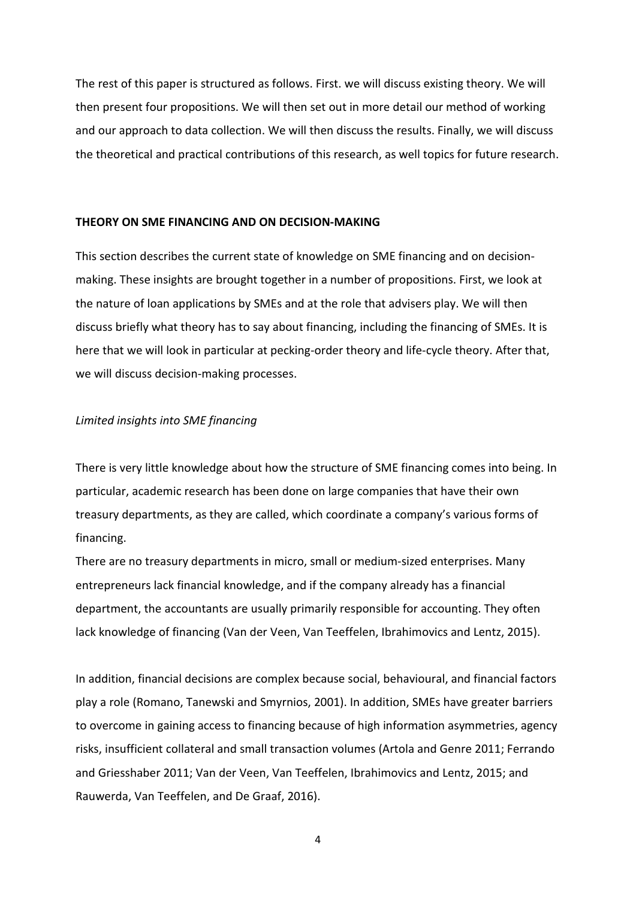The rest of this paper is structured as follows. First. we will discuss existing theory. We will then present four propositions. We will then set out in more detail our method of working and our approach to data collection. We will then discuss the results. Finally, we will discuss the theoretical and practical contributions of this research, as well topics for future research.

## THEORY ON SME FINANCING AND ON DECISION-MAKING

This section describes the current state of knowledge on SME financing and on decision-making. These insights are brought together in a number of propositions. First, we look at the nature of loan applications by SMEs and at the role that advisers play. We will then discuss briefly what theory has to say about financing, including the financing of SMEs. It is here that we will look in particular at pecking-order theory and life-cycle theory. After that, we will discuss decision-making processes.

### *Limited insights into SME financing*

There is very little knowledge about how the structure of SME financing comes into being. In particular, academic research has been done on large companies that have their own treasury departments, as they are called, which coordinate a company's various forms of financing.

There are no treasury departments in micro, small or medium-sized enterprises. Many entrepreneurs lack financial knowledge, and if the company already has a financial department, the accountants are usually primarily responsible for accounting. They often lack knowledge of financing (Van der Veen, Van Teeffelen, Ibrahimovics and Lentz, 2015).

In addition, financial decisions are complex because social, behavioural, and financial factors play a role (Romano, Tanewski and Smyrnios, 2001). In addition, SMEs have greater barriers to overcome in gaining access to financing because of high information asymmetries, agency risks, insufficient collateral and small transaction volumes (Artola and Genre 2011; Ferrando and Griesshaber 2011; Van der Veen, Van Teeffelen, Ibrahimovics and Lentz, 2015; and Rauwerda, Van Teeffelen, and De Graaf, 2016).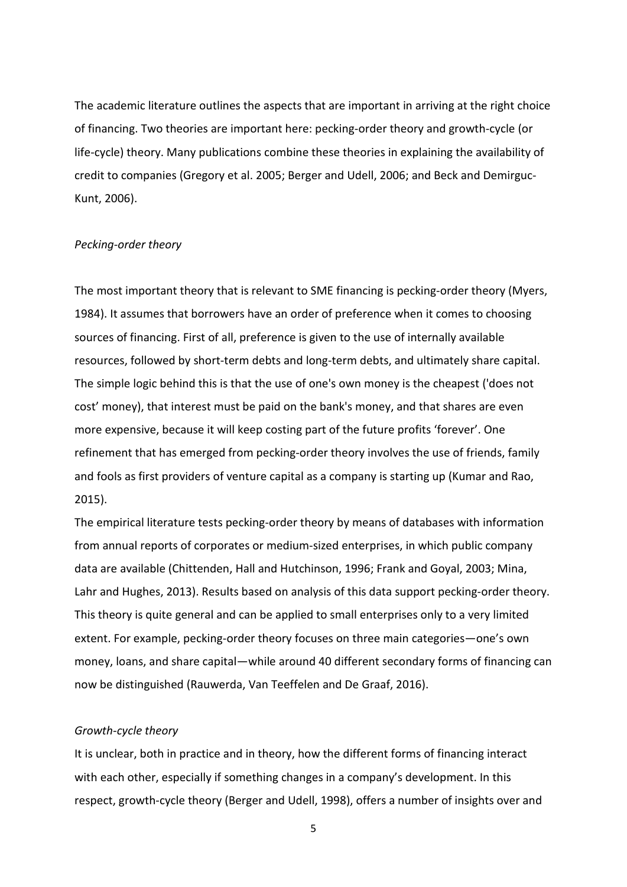The academic literature outlines the aspects that are important in arriving at the right choice of financing. Two theories are important here: pecking-order theory and growth-cycle (or life-cycle) theory. Many publications combine these theories in explaining the availability of credit to companies (Gregory et al. 2005; Berger and Udell, 2006; and Beck and Demirguc-Kunt, 2006).

*Pecking-order theory*

The most important theory that is relevant to SME financing is pecking-order theory (Myers, 1984). It assumes that borrowers have an order of preference when it comes to choosing sources of financing. First of all, preference is given to the use of internally available resources, followed by short-term debts and long-term debts, and ultimately share capital. The simple logic behind this is that the use of one's own money is the cheapest ('does not cost' money), that interest must be paid on the bank's money, and that shares are even more expensive, because it will keep costing part of the future profits 'forever'. One refinement that has emerged from pecking-order theory involves the use of friends, family and fools as first providers of venture capital as a company is starting up (Kumar and Rao, 2015).

The empirical literature tests pecking-order theory by means of databases with information from annual reports of corporates or medium-sized enterprises, in which public company data are available (Chittenden, Hall and Hutchinson, 1996; Frank and Goyal, 2003; Mina, Lahr and Hughes, 2013). Results based on analysis of this data support pecking-order theory. This theory is quite general and can be applied to small enterprises only to a very limited extent. For example, pecking-order theory focuses on three main categories—one's own money, loans, and share capital—while around 40 different secondary forms of financing can now be distinguished (Rauwerda, Van Teeffelen and De Graaf, 2016).

*Growth-cycle theory*

It is unclear, both in practice and in theory, how the different forms of financing interact with each other, especially if something changes in a company's development. In this respect, growth-cycle theory (Berger and Udell, 1998), offers a number of insights over and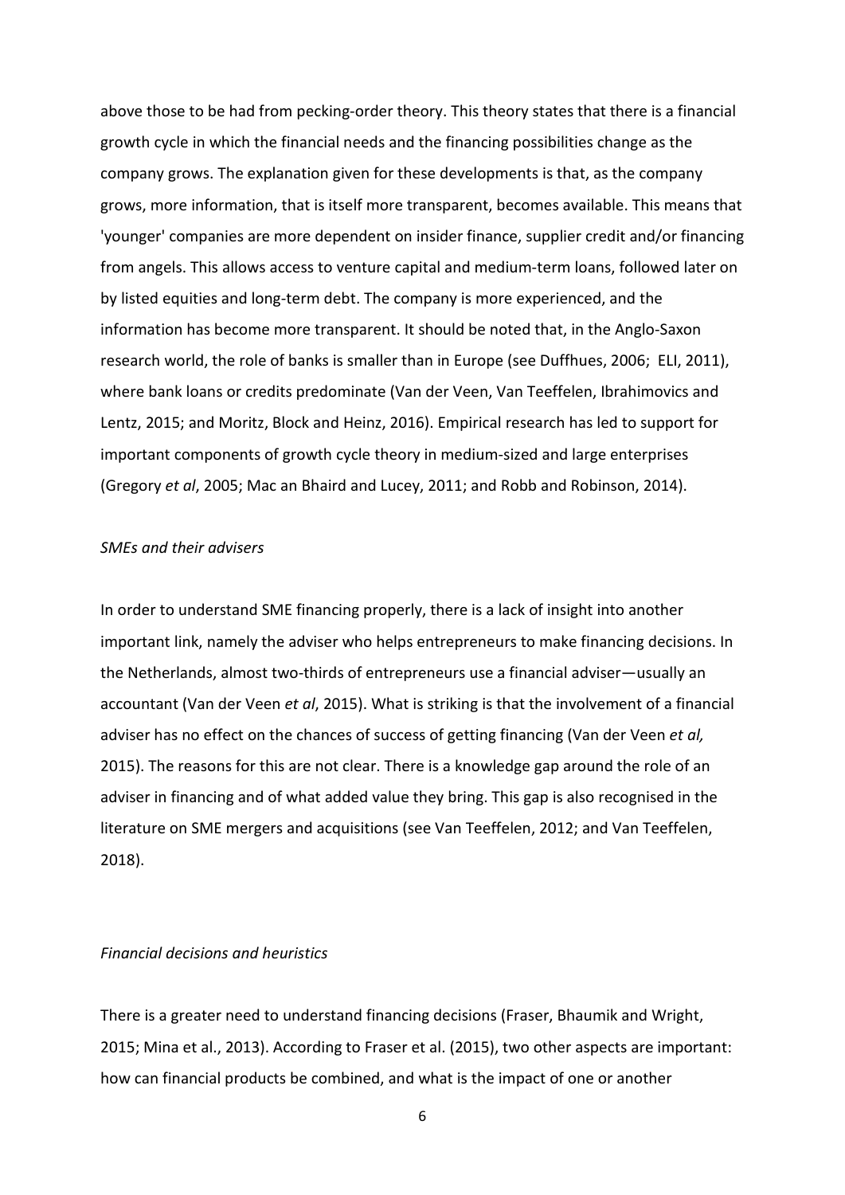above those to be had from pecking-order theory. This theory states that there is a financial growth cycle in which the financial needs and the financing possibilities change as the company grows. The explanation given for these developments is that, as the company grows, more information, that is itself more transparent, becomes available. This means that 'younger' companies are more dependent on insider finance, supplier credit and/or financing from angels. This allows access to venture capital and medium-term loans, followed later on by listed equities and long-term debt. The company is more experienced, and the information has become more transparent. It should be noted that, in the Anglo-Saxon research world, the role of banks is smaller than in Europe (see Duffhues, 2006; ELI, 2011), where bank loans or credits predominate (Van der Veen, Van Teeffelen, Ibrahimovics and Lentz, 2015; and Moritz, Block and Heinz, 2016). Empirical research has led to support for important components of growth cycle theory in medium-sized and large enterprises (Gregory *et al*, 2005; Mac an Bhaird and Lucey, 2011; and Robb and Robinson, 2014).

*SMEs and their advisers*

In order to understand SME financing properly, there is a lack of insight into another important link, namely the adviser who helps entrepreneurs to make financing decisions. In the Netherlands, almost two-thirds of entrepreneurs use a financial adviser—usually an accountant (Van der Veen *et al*, 2015). What is striking is that the involvement of a financial adviser has no effect on the chances of success of getting financing (Van der Veen *et al,* 2015). The reasons for this are not clear. There is a knowledge gap around the role of an adviser in financing and of what added value they bring. This gap is also recognised in the literature on SME mergers and acquisitions (see Van Teeffelen, 2012; and Van Teeffelen, 2018).

*Financial decisions and heuristics*

There is a greater need to understand financing decisions (Fraser, Bhaumik and Wright, 2015; Mina et al., 2013). According to Fraser et al. (2015), two other aspects are important: how can financial products be combined, and what is the impact of one or another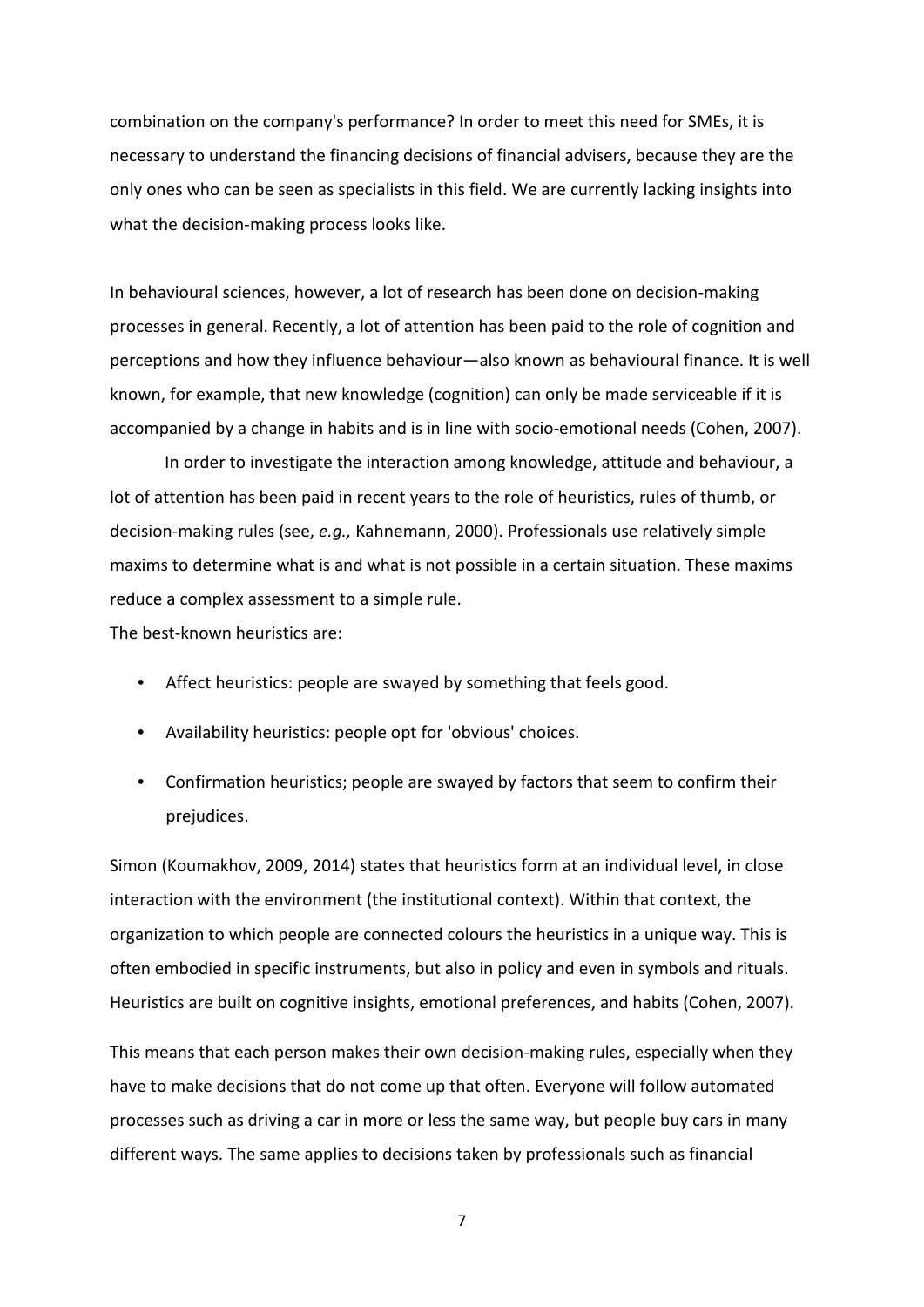combination on the company's performance? In order to meet this need for SMEs, it is necessary to understand the financing decisions of financial advisers, because they are the only ones who can be seen as specialists in this field. We are currently lacking insights into what the decision-making process looks like.

In behavioural sciences, however, a lot of research has been done on decision-making processes in general. Recently, a lot of attention has been paid to the role of cognition and perceptions and how they influence behaviour—also known as behavioural finance. It is well known, for example, that new knowledge (cognition) can only be made serviceable if it is accompanied by a change in habits and is in line with socio-emotional needs (Cohen, 2007).

In order to investigate the interaction among knowledge, attitude and behaviour, a lot of attention has been paid in recent years to the role of heuristics, rules of thumb, or decision-making rules (see, *e.g.,* Kahnemann, 2000). Professionals use relatively simple maxims to determine what is and what is not possible in a certain situation. These maxims reduce a complex assessment to a simple rule.

The best-known heuristics are:

- Affect heuristics: people are swayed by something that feels good.
- Availability heuristics: people opt for 'obvious' choices.
- Confirmation heuristics; people are swayed by factors that seem to confirm their prejudices.

Simon (Koumakhov, 2009, 2014) states that heuristics form at an individual level, in close interaction with the environment (the institutional context). Within that context, the organization to which people are connected colours the heuristics in a unique way. This is often embodied in specific instruments, but also in policy and even in symbols and rituals. Heuristics are built on cognitive insights, emotional preferences, and habits (Cohen, 2007).

This means that each person makes their own decision-making rules, especially when they have to make decisions that do not come up that often. Everyone will follow automated processes such as driving a car in more or less the same way, but people buy cars in many different ways. The same applies to decisions taken by professionals such as financial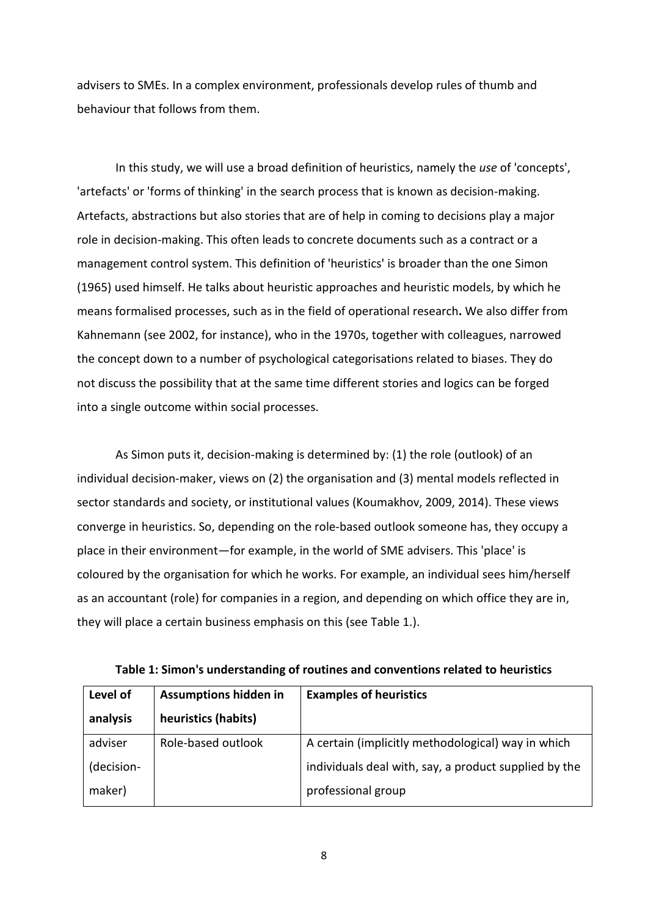advisers to SMEs. In a complex environment, professionals develop rules of thumb and behaviour that follows from them.

In this study, we will use a broad definition of heuristics, namely the *use* of 'concepts', 'artefacts' or 'forms of thinking' in the search process that is known as decision-making. Artefacts, abstractions but also stories that are of help in coming to decisions play a major role in decision-making. This often leads to concrete documents such as a contract or a management control system. This definition of 'heuristics' is broader than the one Simon (1965) used himself. He talks about heuristic approaches and heuristic models, by which he means formalised processes, such as in the field of operational research**.** We also differ from Kahnemann (see 2002, for instance), who in the 1970s, together with colleagues, narrowed the concept down to a number of psychological categorisations related to biases. They do not discuss the possibility that at the same time different stories and logics can be forged into a single outcome within social processes.

As Simon puts it, decision-making is determined by: (1) the role (outlook) of an individual decision-maker, views on (2) the organisation and (3) mental models reflected in sector standards and society, or institutional values (Koumakhov, 2009, 2014). These views converge in heuristics. So, depending on the role-based outlook someone has, they occupy a place in their environment—for example, in the world of SME advisers. This 'place' is coloured by the organisation for which he works. For example, an individual sees him/herself as an accountant (role) for companies in a region, and depending on which office they are in, they will place a certain business emphasis on this (see Table 1.).

**Table 1: Simon's understanding of routines and conventions related to heuristics**

| Level of analysis | Assumptions hidden in heuristics (habits) | Examples of heuristics |
|---|---|---|
| adviser (decision-maker) | Role-based outlook | A certain (implicitly methodological) way in which individuals deal with, say, a product supplied by the professional group |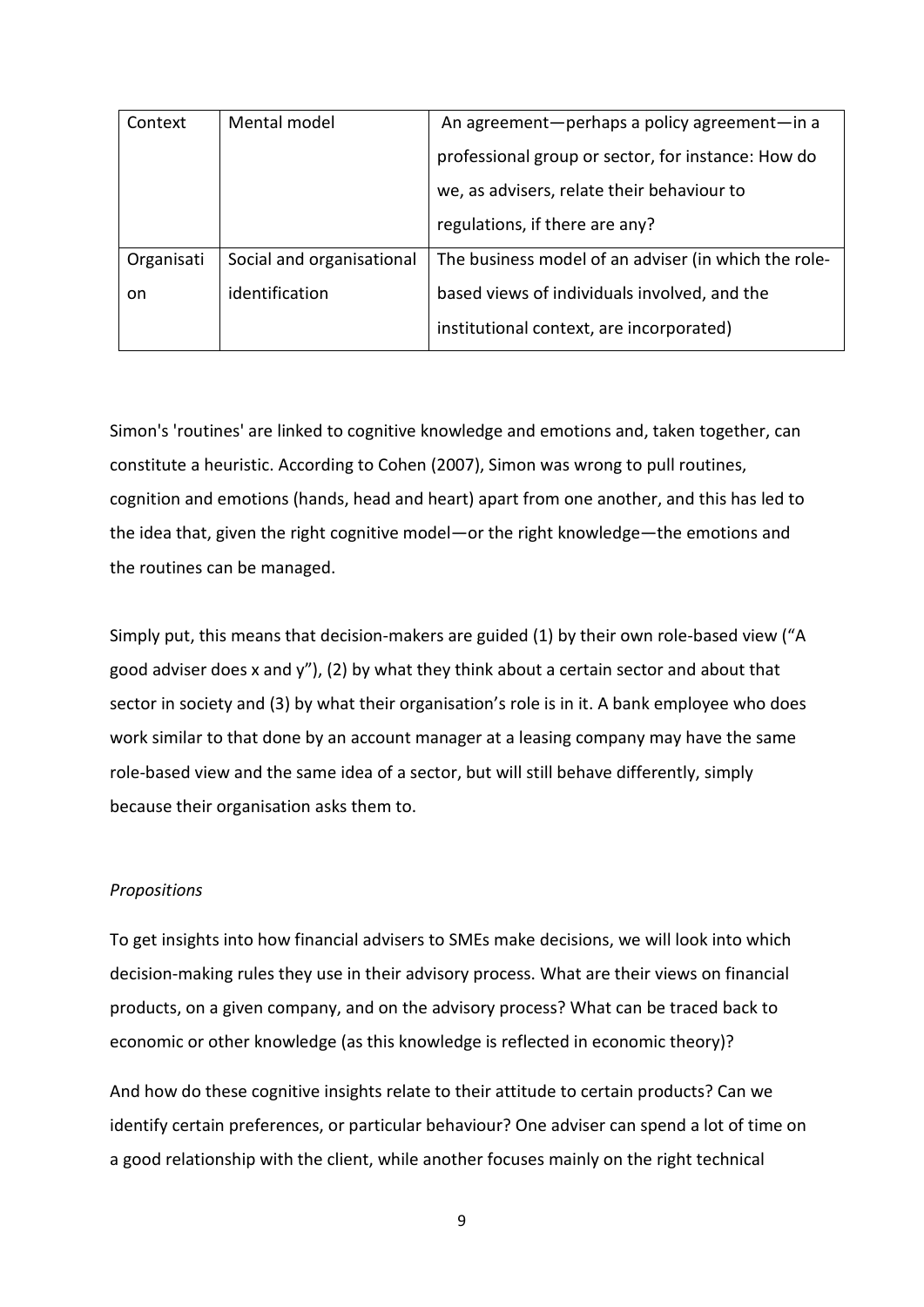| | | |
|---|---|---|
| Context | Mental model | An agreement—perhaps a policy agreement—in a professional group or sector, for instance: How do we, as advisers, relate their behaviour to regulations, if there are any? |
| Organisation | Social and organisational identification | The business model of an adviser (in which the role-based views of individuals involved, and the institutional context, are incorporated) |

Simon's 'routines' are linked to cognitive knowledge and emotions and, taken together, can constitute a heuristic. According to Cohen (2007), Simon was wrong to pull routines, cognition and emotions (hands, head and heart) apart from one another, and this has led to the idea that, given the right cognitive model—or the right knowledge—the emotions and the routines can be managed.

Simply put, this means that decision-makers are guided (1) by their own role-based view ("A good adviser does x and y"), (2) by what they think about a certain sector and about that sector in society and (3) by what their organisation's role is in it. A bank employee who does work similar to that done by an account manager at a leasing company may have the same role-based view and the same idea of a sector, but will still behave differently, simply because their organisation asks them to.

*Propositions*

To get insights into how financial advisers to SMEs make decisions, we will look into which decision-making rules they use in their advisory process. What are their views on financial products, on a given company, and on the advisory process? What can be traced back to economic or other knowledge (as this knowledge is reflected in economic theory)?

And how do these cognitive insights relate to their attitude to certain products? Can we identify certain preferences, or particular behaviour? One adviser can spend a lot of time on a good relationship with the client, while another focuses mainly on the right technical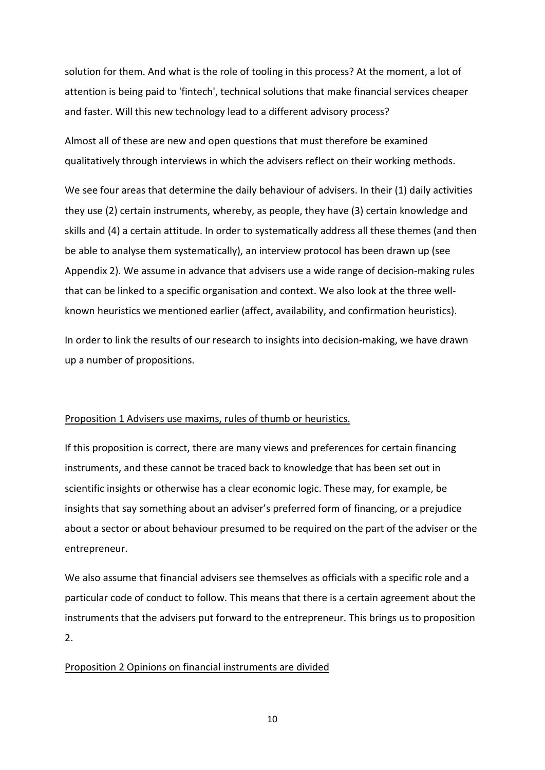solution for them. And what is the role of tooling in this process? At the moment, a lot of attention is being paid to 'fintech', technical solutions that make financial services cheaper and faster. Will this new technology lead to a different advisory process?

Almost all of these are new and open questions that must therefore be examined qualitatively through interviews in which the advisers reflect on their working methods.

We see four areas that determine the daily behaviour of advisers. In their (1) daily activities they use (2) certain instruments, whereby, as people, they have (3) certain knowledge and skills and (4) a certain attitude. In order to systematically address all these themes (and then be able to analyse them systematically), an interview protocol has been drawn up (see Appendix 2). We assume in advance that advisers use a wide range of decision-making rules that can be linked to a specific organisation and context. We also look at the three well-known heuristics we mentioned earlier (affect, availability, and confirmation heuristics).

In order to link the results of our research to insights into decision-making, we have drawn up a number of propositions.

<u>Proposition 1 Advisers use maxims, rules of thumb or heuristics.</u>

If this proposition is correct, there are many views and preferences for certain financing instruments, and these cannot be traced back to knowledge that has been set out in scientific insights or otherwise has a clear economic logic. These may, for example, be insights that say something about an adviser's preferred form of financing, or a prejudice about a sector or about behaviour presumed to be required on the part of the adviser or the entrepreneur.

We also assume that financial advisers see themselves as officials with a specific role and a particular code of conduct to follow. This means that there is a certain agreement about the instruments that the advisers put forward to the entrepreneur. This brings us to proposition 2.

<u>Proposition 2 Opinions on financial instruments are divided</u>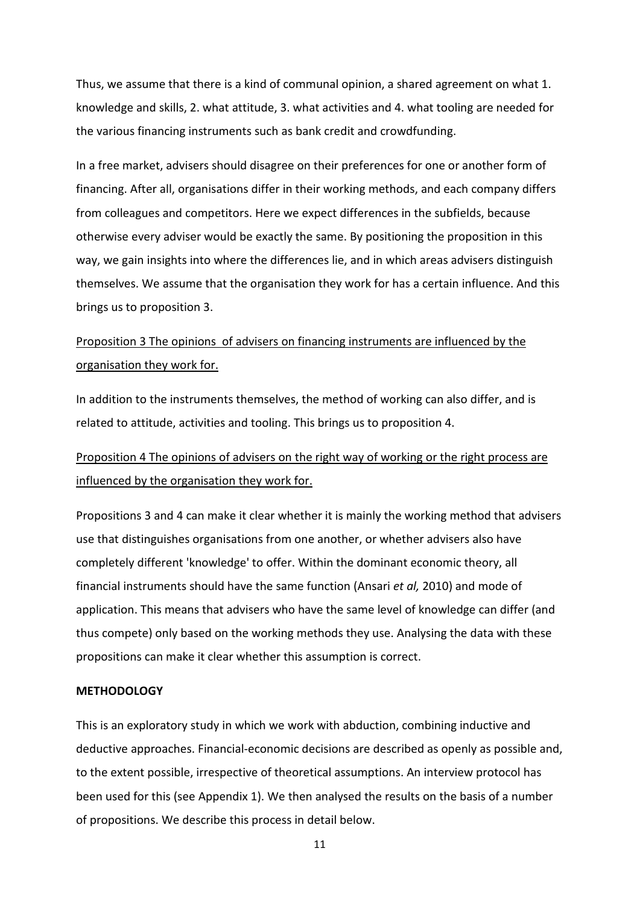Thus, we assume that there is a kind of communal opinion, a shared agreement on what 1. knowledge and skills, 2. what attitude, 3. what activities and 4. what tooling are needed for the various financing instruments such as bank credit and crowdfunding.

In a free market, advisers should disagree on their preferences for one or another form of financing. After all, organisations differ in their working methods, and each company differs from colleagues and competitors. Here we expect differences in the subfields, because otherwise every adviser would be exactly the same. By positioning the proposition in this way, we gain insights into where the differences lie, and in which areas advisers distinguish themselves. We assume that the organisation they work for has a certain influence. And this brings us to proposition 3.

<u>Proposition 3 The opinions of advisers on financing instruments are influenced by the organisation they work for.</u>

In addition to the instruments themselves, the method of working can also differ, and is related to attitude, activities and tooling. This brings us to proposition 4.

<u>Proposition 4 The opinions of advisers on the right way of working or the right process are influenced by the organisation they work for.</u>

Propositions 3 and 4 can make it clear whether it is mainly the working method that advisers use that distinguishes organisations from one another, or whether advisers also have completely different 'knowledge' to offer. Within the dominant economic theory, all financial instruments should have the same function (Ansari *et al,* 2010) and mode of application. This means that advisers who have the same level of knowledge can differ (and thus compete) only based on the working methods they use. Analysing the data with these propositions can make it clear whether this assumption is correct.

**METHODOLOGY**

This is an exploratory study in which we work with abduction, combining inductive and deductive approaches. Financial-economic decisions are described as openly as possible and, to the extent possible, irrespective of theoretical assumptions. An interview protocol has been used for this (see Appendix 1). We then analysed the results on the basis of a number of propositions. We describe this process in detail below.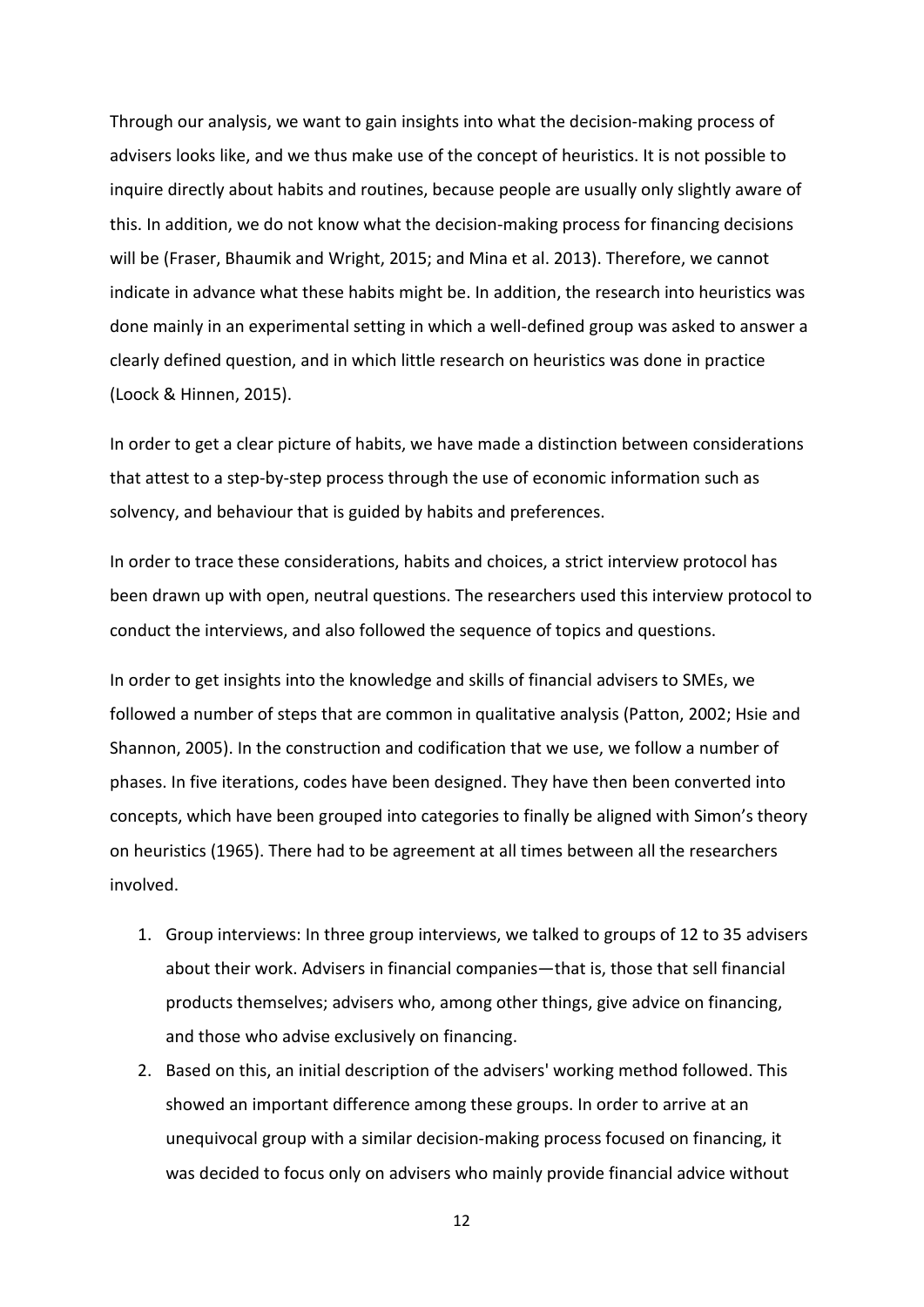Through our analysis, we want to gain insights into what the decision-making process of advisers looks like, and we thus make use of the concept of heuristics. It is not possible to inquire directly about habits and routines, because people are usually only slightly aware of this. In addition, we do not know what the decision-making process for financing decisions will be (Fraser, Bhaumik and Wright, 2015; and Mina et al. 2013). Therefore, we cannot indicate in advance what these habits might be. In addition, the research into heuristics was done mainly in an experimental setting in which a well-defined group was asked to answer a clearly defined question, and in which little research on heuristics was done in practice (Loock & Hinnen, 2015).

In order to get a clear picture of habits, we have made a distinction between considerations that attest to a step-by-step process through the use of economic information such as solvency, and behaviour that is guided by habits and preferences.

In order to trace these considerations, habits and choices, a strict interview protocol has been drawn up with open, neutral questions. The researchers used this interview protocol to conduct the interviews, and also followed the sequence of topics and questions.

In order to get insights into the knowledge and skills of financial advisers to SMEs, we followed a number of steps that are common in qualitative analysis (Patton, 2002; Hsie and Shannon, 2005). In the construction and codification that we use, we follow a number of phases. In five iterations, codes have been designed. They have then been converted into concepts, which have been grouped into categories to finally be aligned with Simon's theory on heuristics (1965). There had to be agreement at all times between all the researchers involved.

1. Group interviews: In three group interviews, we talked to groups of 12 to 35 advisers about their work. Advisers in financial companies—that is, those that sell financial products themselves; advisers who, among other things, give advice on financing, and those who advise exclusively on financing.
2. Based on this, an initial description of the advisers' working method followed. This showed an important difference among these groups. In order to arrive at an unequivocal group with a similar decision-making process focused on financing, it was decided to focus only on advisers who mainly provide financial advice without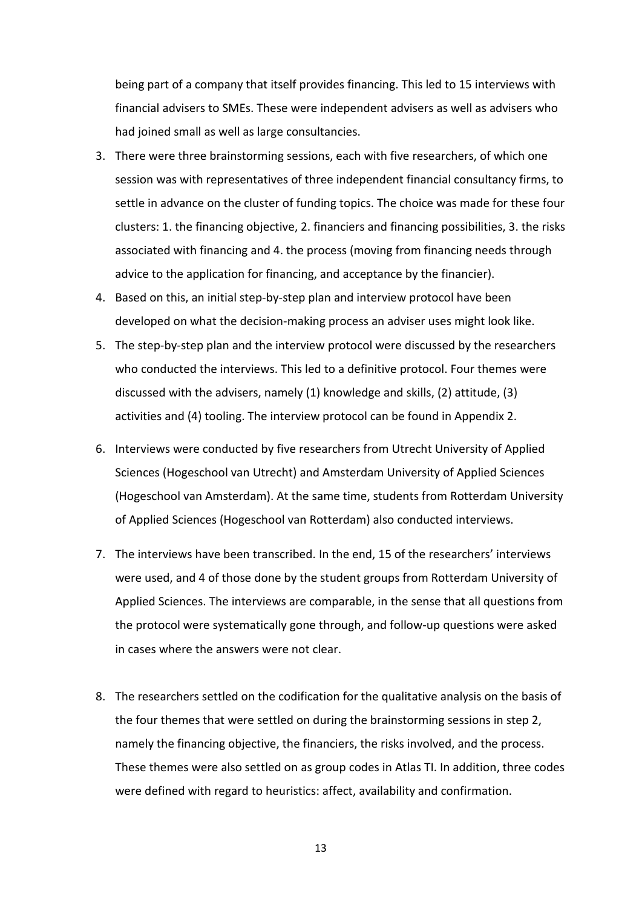being part of a company that itself provides financing. This led to 15 interviews with financial advisers to SMEs. These were independent advisers as well as advisers who had joined small as well as large consultancies.

3. There were three brainstorming sessions, each with five researchers, of which one session was with representatives of three independent financial consultancy firms, to settle in advance on the cluster of funding topics. The choice was made for these four clusters: 1. the financing objective, 2. financiers and financing possibilities, 3. the risks associated with financing and 4. the process (moving from financing needs through advice to the application for financing, and acceptance by the financier).
4. Based on this, an initial step-by-step plan and interview protocol have been developed on what the decision-making process an adviser uses might look like.
5. The step-by-step plan and the interview protocol were discussed by the researchers who conducted the interviews. This led to a definitive protocol. Four themes were discussed with the advisers, namely (1) knowledge and skills, (2) attitude, (3) activities and (4) tooling. The interview protocol can be found in Appendix 2.
6. Interviews were conducted by five researchers from Utrecht University of Applied Sciences (Hogeschool van Utrecht) and Amsterdam University of Applied Sciences (Hogeschool van Amsterdam). At the same time, students from Rotterdam University of Applied Sciences (Hogeschool van Rotterdam) also conducted interviews.
7. The interviews have been transcribed. In the end, 15 of the researchers' interviews were used, and 4 of those done by the student groups from Rotterdam University of Applied Sciences. The interviews are comparable, in the sense that all questions from the protocol were systematically gone through, and follow-up questions were asked in cases where the answers were not clear.
8. The researchers settled on the codification for the qualitative analysis on the basis of the four themes that were settled on during the brainstorming sessions in step 2, namely the financing objective, the financiers, the risks involved, and the process. These themes were also settled on as group codes in Atlas TI. In addition, three codes were defined with regard to heuristics: affect, availability and confirmation.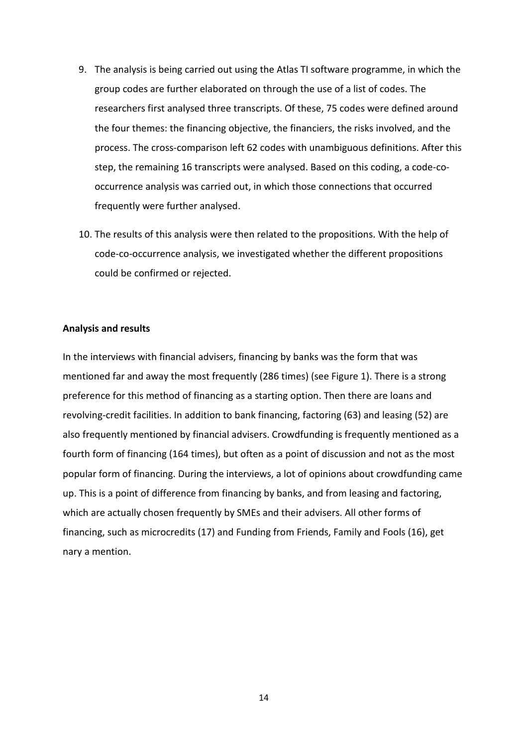9. The analysis is being carried out using the Atlas TI software programme, in which the group codes are further elaborated on through the use of a list of codes. The researchers first analysed three transcripts. Of these, 75 codes were defined around the four themes: the financing objective, the financiers, the risks involved, and the process. The cross-comparison left 62 codes with unambiguous definitions. After this step, the remaining 16 transcripts were analysed. Based on this coding, a code-co-occurrence analysis was carried out, in which those connections that occurred frequently were further analysed.

10. The results of this analysis were then related to the propositions. With the help of code-co-occurrence analysis, we investigated whether the different propositions could be confirmed or rejected.

**Analysis and results**

In the interviews with financial advisers, financing by banks was the form that was mentioned far and away the most frequently (286 times) (see Figure 1). There is a strong preference for this method of financing as a starting option. Then there are loans and revolving-credit facilities. In addition to bank financing, factoring (63) and leasing (52) are also frequently mentioned by financial advisers. Crowdfunding is frequently mentioned as a fourth form of financing (164 times), but often as a point of discussion and not as the most popular form of financing. During the interviews, a lot of opinions about crowdfunding came up. This is a point of difference from financing by banks, and from leasing and factoring, which are actually chosen frequently by SMEs and their advisers. All other forms of financing, such as microcredits (17) and Funding from Friends, Family and Fools (16), get nary a mention.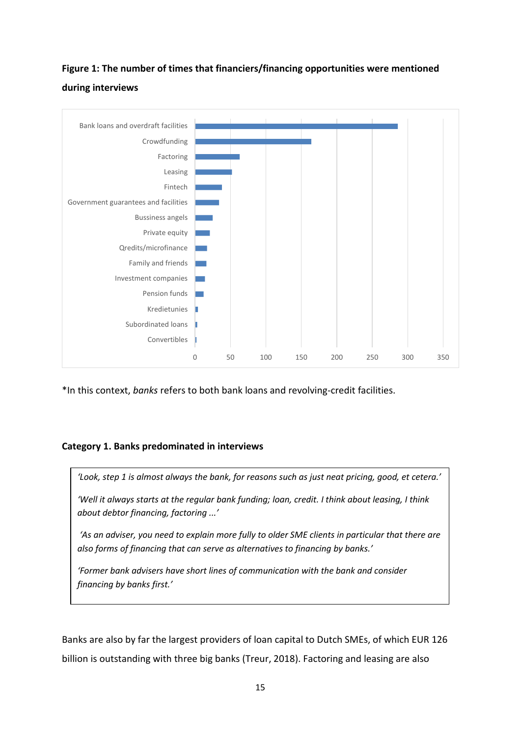**Figure 1: The number of times that financiers/financing opportunities were mentioned during interviews**

*In this context, *banks* refers to both bank loans and revolving-credit facilities.

**Category 1. Banks predominated in interviews**

> *'Look, step 1 is almost always the bank, for reasons such as just neat pricing, good, et cetera.'*
>
> *'Well it always starts at the regular bank funding; loan, credit. I think about leasing, I think about debtor financing, factoring ...'*
>
> *'As an adviser, you need to explain more fully to older SME clients in particular that there are also forms of financing that can serve as alternatives to financing by banks.'*
>
> *'Former bank advisers have short lines of communication with the bank and consider financing by banks first.'*

Banks are also by far the largest providers of loan capital to Dutch SMEs, of which EUR 126 billion is outstanding with three big banks (Treur, 2018). Factoring and leasing are also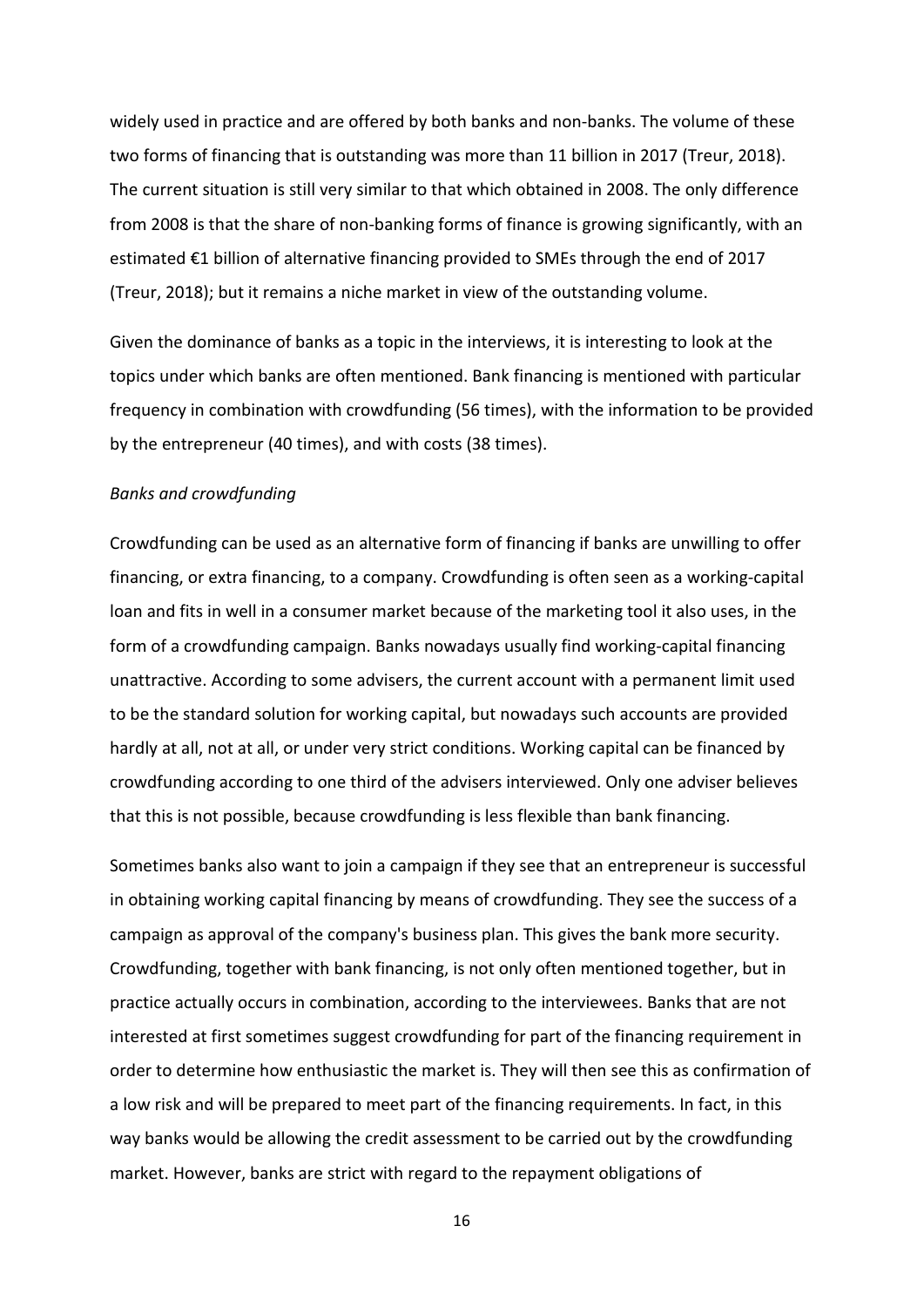widely used in practice and are offered by both banks and non-banks. The volume of these two forms of financing that is outstanding was more than 11 billion in 2017 (Treur, 2018). The current situation is still very similar to that which obtained in 2008. The only difference from 2008 is that the share of non-banking forms of finance is growing significantly, with an estimated €1 billion of alternative financing provided to SMEs through the end of 2017 (Treur, 2018); but it remains a niche market in view of the outstanding volume.

Given the dominance of banks as a topic in the interviews, it is interesting to look at the topics under which banks are often mentioned. Bank financing is mentioned with particular frequency in combination with crowdfunding (56 times), with the information to be provided by the entrepreneur (40 times), and with costs (38 times).

*Banks and crowdfunding*

Crowdfunding can be used as an alternative form of financing if banks are unwilling to offer financing, or extra financing, to a company. Crowdfunding is often seen as a working-capital loan and fits in well in a consumer market because of the marketing tool it also uses, in the form of a crowdfunding campaign. Banks nowadays usually find working-capital financing unattractive. According to some advisers, the current account with a permanent limit used to be the standard solution for working capital, but nowadays such accounts are provided hardly at all, not at all, or under very strict conditions. Working capital can be financed by crowdfunding according to one third of the advisers interviewed. Only one adviser believes that this is not possible, because crowdfunding is less flexible than bank financing.

Sometimes banks also want to join a campaign if they see that an entrepreneur is successful in obtaining working capital financing by means of crowdfunding. They see the success of a campaign as approval of the company's business plan. This gives the bank more security. Crowdfunding, together with bank financing, is not only often mentioned together, but in practice actually occurs in combination, according to the interviewees. Banks that are not interested at first sometimes suggest crowdfunding for part of the financing requirement in order to determine how enthusiastic the market is. They will then see this as confirmation of a low risk and will be prepared to meet part of the financing requirements. In fact, in this way banks would be allowing the credit assessment to be carried out by the crowdfunding market. However, banks are strict with regard to the repayment obligations of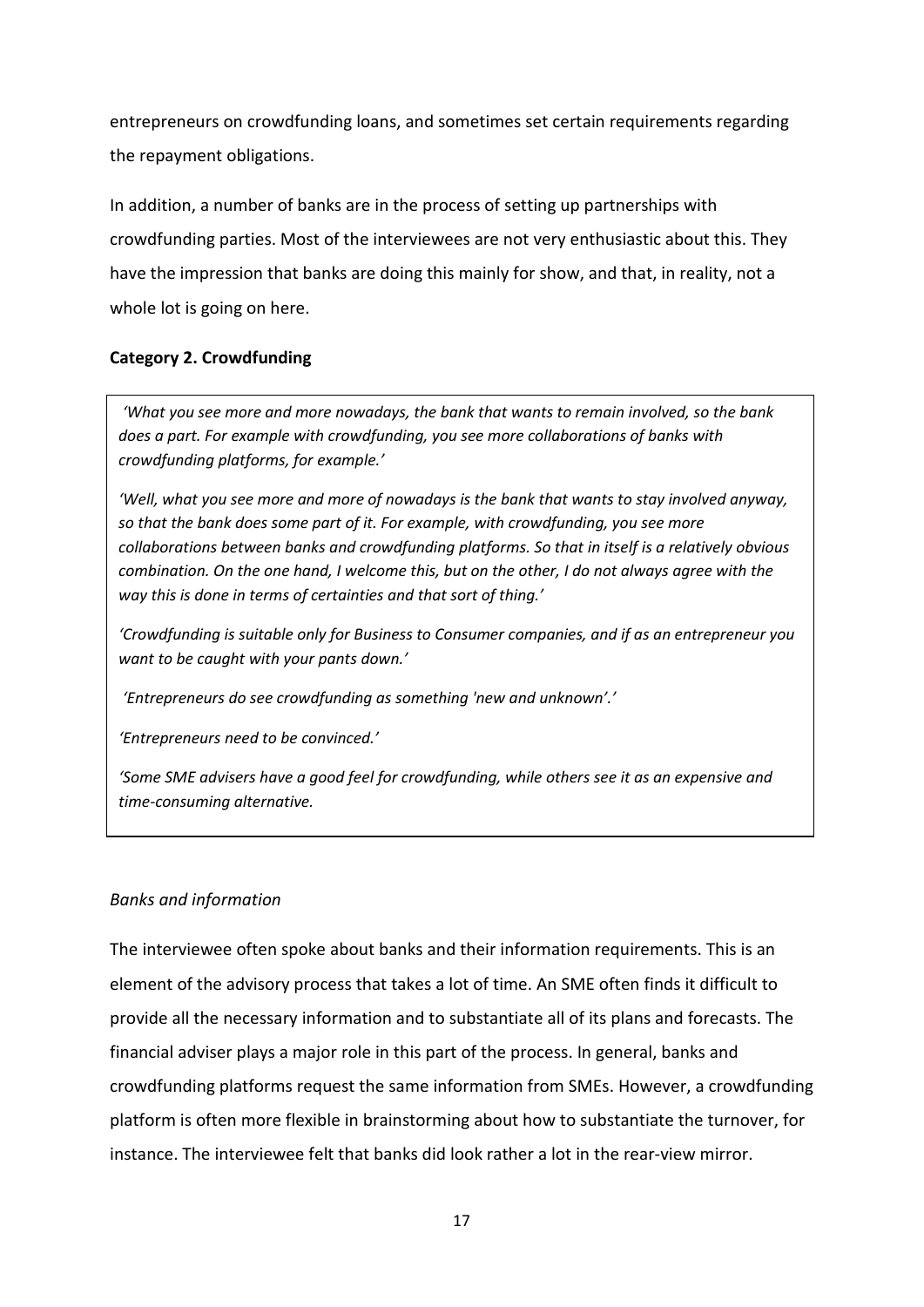entrepreneurs on crowdfunding loans, and sometimes set certain requirements regarding the repayment obligations.

In addition, a number of banks are in the process of setting up partnerships with crowdfunding parties. Most of the interviewees are not very enthusiastic about this. They have the impression that banks are doing this mainly for show, and that, in reality, not a whole lot is going on here.

**Category 2. Crowdfunding**

> *'What you see more and more nowadays, the bank that wants to remain involved, so the bank does a part. For example with crowdfunding, you see more collaborations of banks with crowdfunding platforms, for example.'*
>
> *'Well, what you see more and more of nowadays is the bank that wants to stay involved anyway, so that the bank does some part of it. For example, with crowdfunding, you see more collaborations between banks and crowdfunding platforms. So that in itself is a relatively obvious combination. On the one hand, I welcome this, but on the other, I do not always agree with the way this is done in terms of certainties and that sort of thing.'*
>
> *'Crowdfunding is suitable only for Business to Consumer companies, and if as an entrepreneur you want to be caught with your pants down.'*
>
> *'Entrepreneurs do see crowdfunding as something 'new and unknown'.'*
>
> *'Entrepreneurs need to be convinced.'*
>
> *'Some SME advisers have a good feel for crowdfunding, while others see it as an expensive and time-consuming alternative.*

*Banks and information*

The interviewee often spoke about banks and their information requirements. This is an element of the advisory process that takes a lot of time. An SME often finds it difficult to provide all the necessary information and to substantiate all of its plans and forecasts. The financial adviser plays a major role in this part of the process. In general, banks and crowdfunding platforms request the same information from SMEs. However, a crowdfunding platform is often more flexible in brainstorming about how to substantiate the turnover, for instance. The interviewee felt that banks did look rather a lot in the rear-view mirror.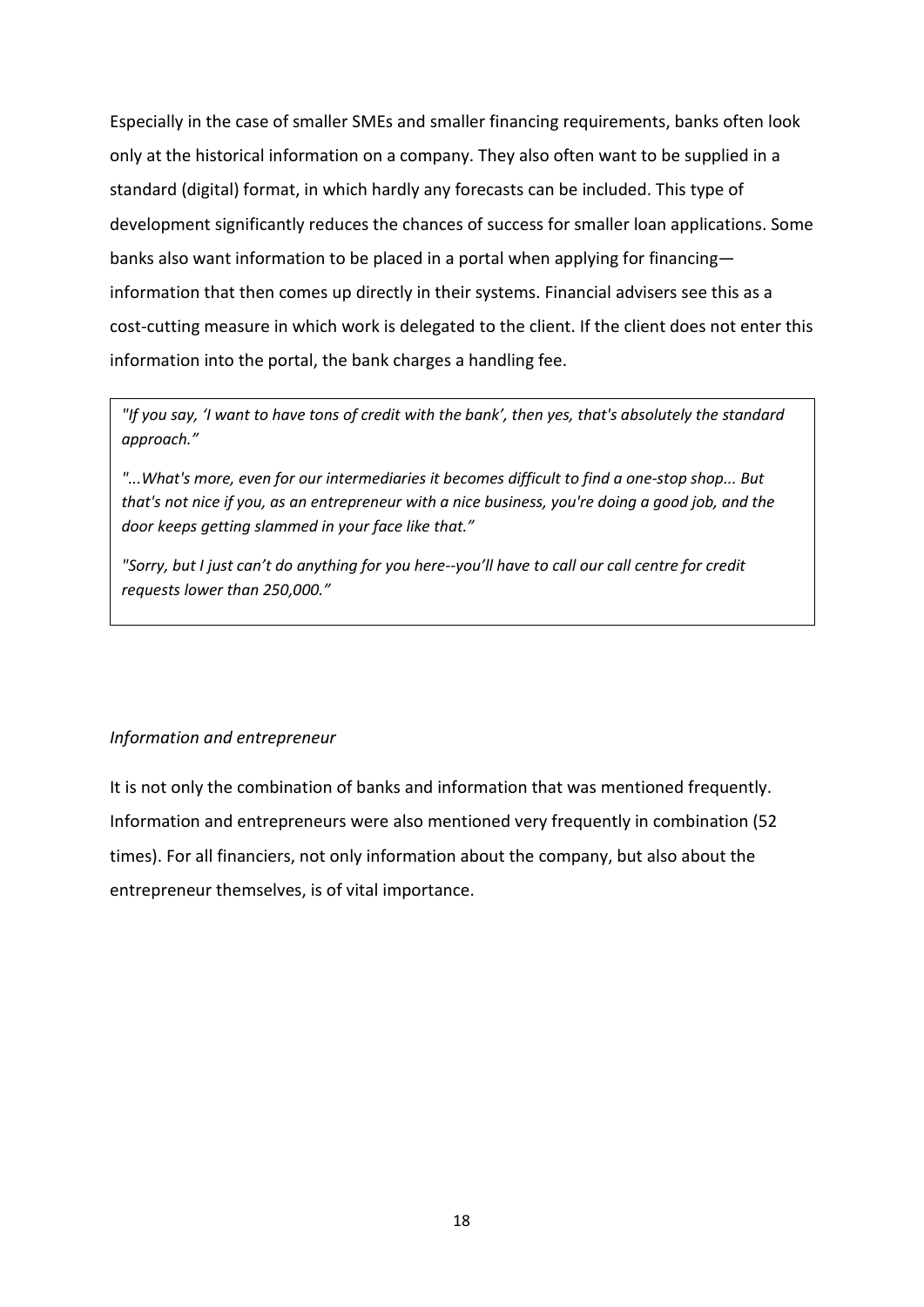Especially in the case of smaller SMEs and smaller financing requirements, banks often look only at the historical information on a company. They also often want to be supplied in a standard (digital) format, in which hardly any forecasts can be included. This type of development significantly reduces the chances of success for smaller loan applications. Some banks also want information to be placed in a portal when applying for financing—information that then comes up directly in their systems. Financial advisers see this as a cost-cutting measure in which work is delegated to the client. If the client does not enter this information into the portal, the bank charges a handling fee.

> *"If you say, 'I want to have tons of credit with the bank', then yes, that's absolutely the standard approach."*
>
> *"...What's more, even for our intermediaries it becomes difficult to find a one-stop shop... But that's not nice if you, as an entrepreneur with a nice business, you're doing a good job, and the door keeps getting slammed in your face like that."*
>
> *"Sorry, but I just can't do anything for you here--you'll have to call our call centre for credit requests lower than 250,000."*

*Information and entrepreneur*

It is not only the combination of banks and information that was mentioned frequently. Information and entrepreneurs were also mentioned very frequently in combination (52 times). For all financiers, not only information about the company, but also about the entrepreneur themselves, is of vital importance.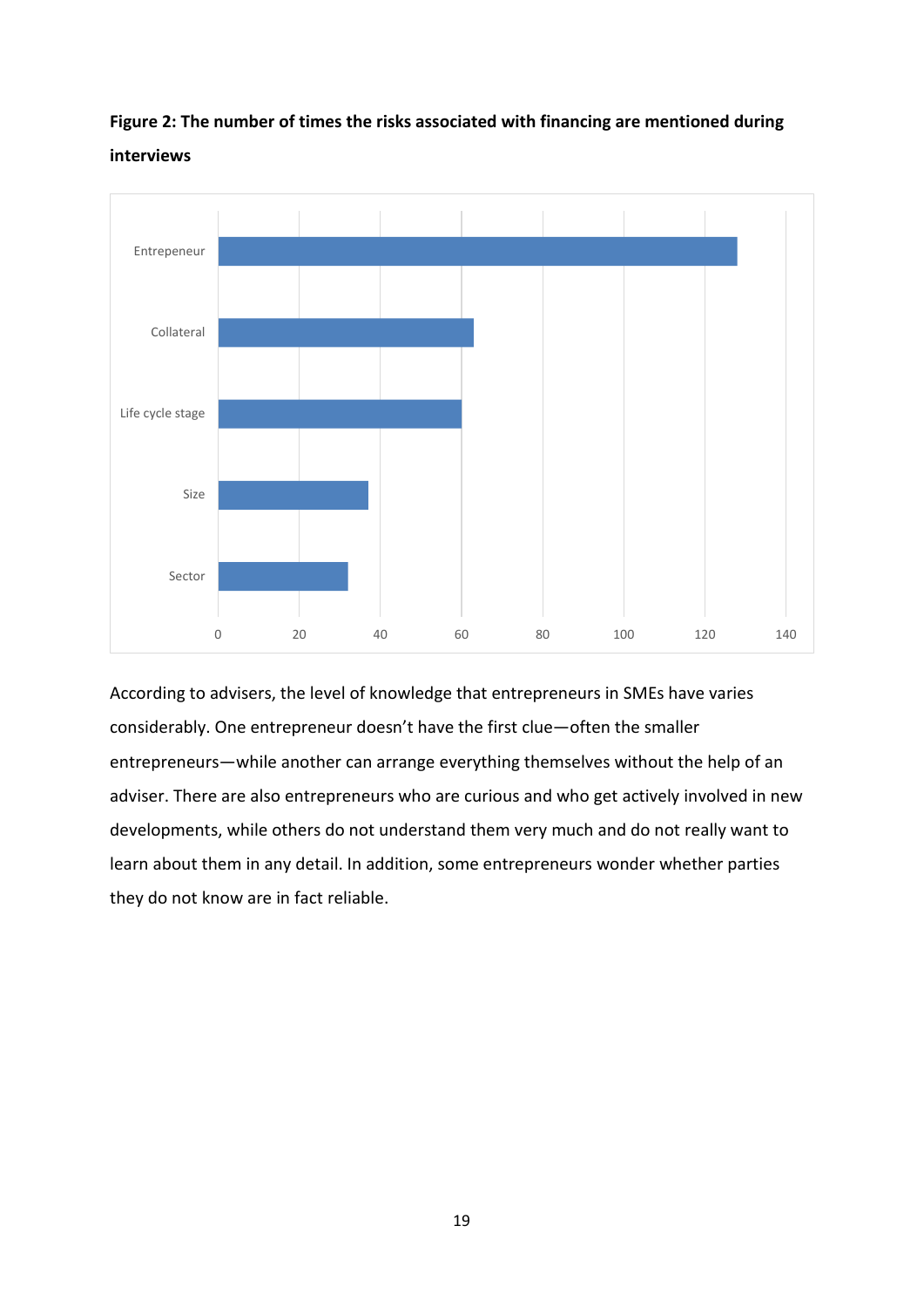**Figure 2: The number of times the risks associated with financing are mentioned during interviews**

According to advisers, the level of knowledge that entrepreneurs in SMEs have varies considerably. One entrepreneur doesn't have the first clue—often the smaller entrepreneurs—while another can arrange everything themselves without the help of an adviser. There are also entrepreneurs who are curious and who get actively involved in new developments, while others do not understand them very much and do not really want to learn about them in any detail. In addition, some entrepreneurs wonder whether parties they do not know are in fact reliable.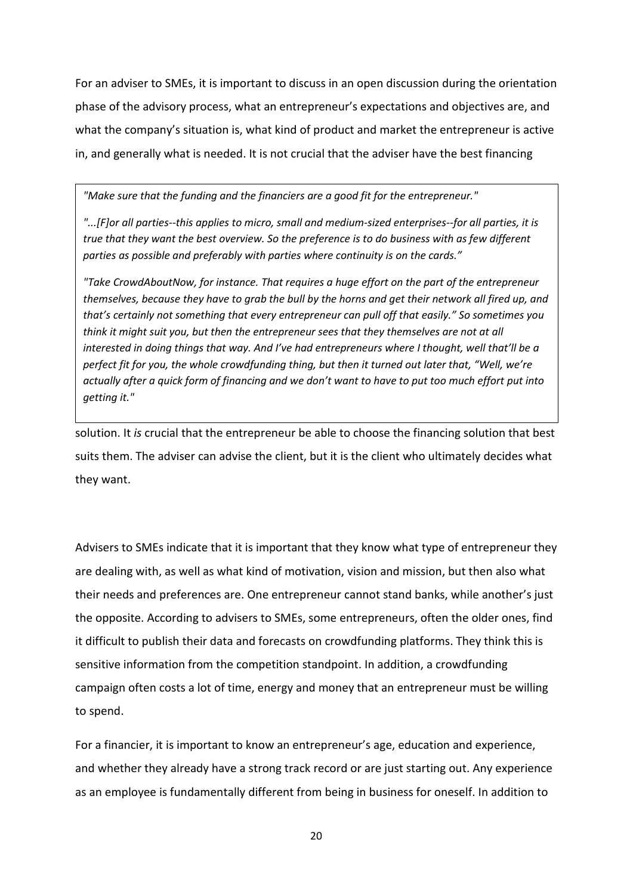For an adviser to SMEs, it is important to discuss in an open discussion during the orientation phase of the advisory process, what an entrepreneur's expectations and objectives are, and what the company's situation is, what kind of product and market the entrepreneur is active in, and generally what is needed. It is not crucial that the adviser have the best financing solution. It *is* crucial that the entrepreneur be able to choose the financing solution that best suits them. The adviser can advise the client, but it is the client who ultimately decides what they want.

> *"Make sure that the funding and the financiers are a good fit for the entrepreneur."*
>
> *"...[F]or all parties--this applies to micro, small and medium-sized enterprises--for all parties, it is true that they want the best overview. So the preference is to do business with as few different parties as possible and preferably with parties where continuity is on the cards."*
>
> *"Take CrowdAboutNow, for instance. That requires a huge effort on the part of the entrepreneur themselves, because they have to grab the bull by the horns and get their network all fired up, and that's certainly not something that every entrepreneur can pull off that easily." So sometimes you think it might suit you, but then the entrepreneur sees that they themselves are not at all interested in doing things that way. And I've had entrepreneurs where I thought, well that'll be a perfect fit for you, the whole crowdfunding thing, but then it turned out later that, "Well, we're actually after a quick form of financing and we don't want to have to put too much effort put into getting it."*

Advisers to SMEs indicate that it is important that they know what type of entrepreneur they are dealing with, as well as what kind of motivation, vision and mission, but then also what their needs and preferences are. One entrepreneur cannot stand banks, while another's just the opposite. According to advisers to SMEs, some entrepreneurs, often the older ones, find it difficult to publish their data and forecasts on crowdfunding platforms. They think this is sensitive information from the competition standpoint. In addition, a crowdfunding campaign often costs a lot of time, energy and money that an entrepreneur must be willing to spend.

For a financier, it is important to know an entrepreneur's age, education and experience, and whether they already have a strong track record or are just starting out. Any experience as an employee is fundamentally different from being in business for oneself. In addition to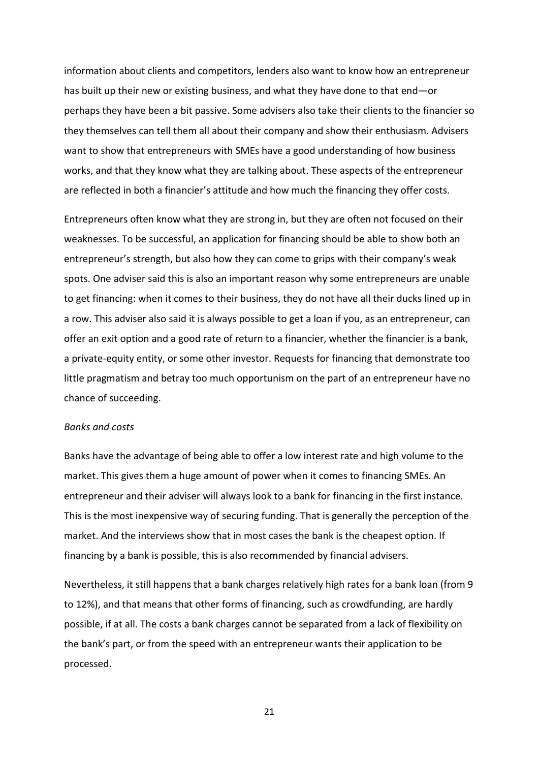information about clients and competitors, lenders also want to know how an entrepreneur has built up their new or existing business, and what they have done to that end—or perhaps they have been a bit passive. Some advisers also take their clients to the financier so they themselves can tell them all about their company and show their enthusiasm. Advisers want to show that entrepreneurs with SMEs have a good understanding of how business works, and that they know what they are talking about. These aspects of the entrepreneur are reflected in both a financier's attitude and how much the financing they offer costs.

Entrepreneurs often know what they are strong in, but they are often not focused on their weaknesses. To be successful, an application for financing should be able to show both an entrepreneur's strength, but also how they can come to grips with their company's weak spots. One adviser said this is also an important reason why some entrepreneurs are unable to get financing: when it comes to their business, they do not have all their ducks lined up in a row. This adviser also said it is always possible to get a loan if you, as an entrepreneur, can offer an exit option and a good rate of return to a financier, whether the financier is a bank, a private-equity entity, or some other investor. Requests for financing that demonstrate too little pragmatism and betray too much opportunism on the part of an entrepreneur have no chance of succeeding.

*Banks and costs*

Banks have the advantage of being able to offer a low interest rate and high volume to the market. This gives them a huge amount of power when it comes to financing SMEs. An entrepreneur and their adviser will always look to a bank for financing in the first instance. This is the most inexpensive way of securing funding. That is generally the perception of the market. And the interviews show that in most cases the bank is the cheapest option. If financing by a bank is possible, this is also recommended by financial advisers.

Nevertheless, it still happens that a bank charges relatively high rates for a bank loan (from 9 to 12%), and that means that other forms of financing, such as crowdfunding, are hardly possible, if at all. The costs a bank charges cannot be separated from a lack of flexibility on the bank's part, or from the speed with an entrepreneur wants their application to be processed.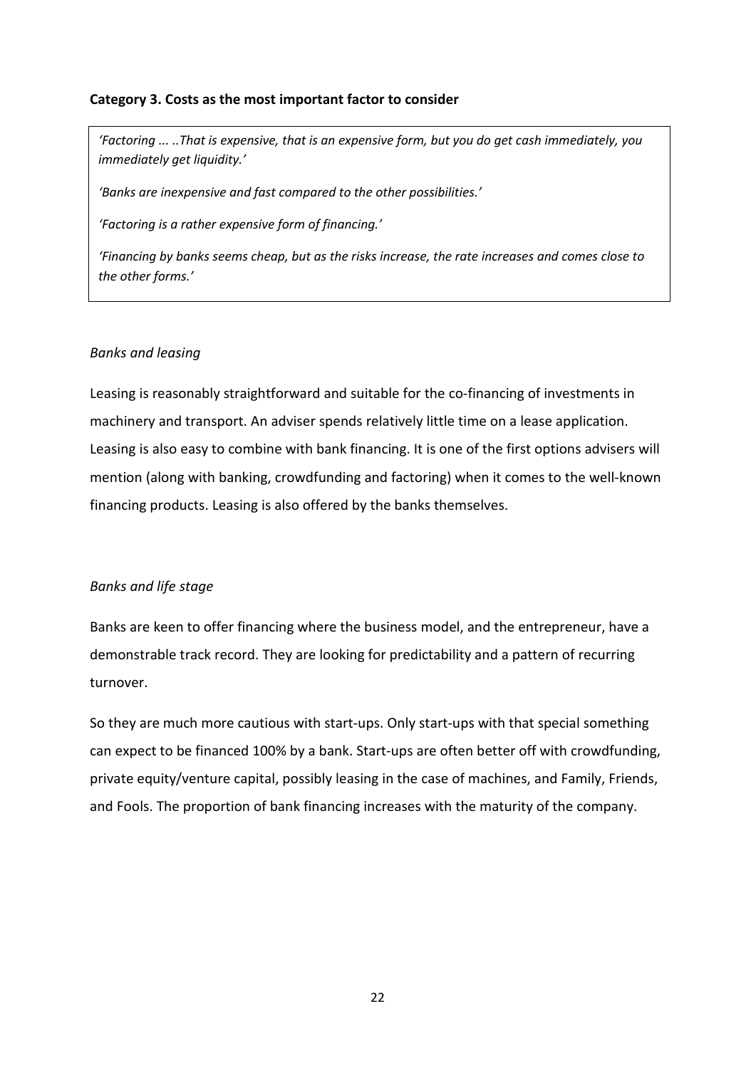**Category 3. Costs as the most important factor to consider**

> *'Factoring ... ..That is expensive, that is an expensive form, but you do get cash immediately, you immediately get liquidity.'*
>
> *'Banks are inexpensive and fast compared to the other possibilities.'*
>
> *'Factoring is a rather expensive form of financing.'*
>
> *'Financing by banks seems cheap, but as the risks increase, the rate increases and comes close to the other forms.'*

*Banks and leasing*

Leasing is reasonably straightforward and suitable for the co-financing of investments in machinery and transport. An adviser spends relatively little time on a lease application. Leasing is also easy to combine with bank financing. It is one of the first options advisers will mention (along with banking, crowdfunding and factoring) when it comes to the well-known financing products. Leasing is also offered by the banks themselves.

*Banks and life stage*

Banks are keen to offer financing where the business model, and the entrepreneur, have a demonstrable track record. They are looking for predictability and a pattern of recurring turnover.

So they are much more cautious with start-ups. Only start-ups with that special something can expect to be financed 100% by a bank. Start-ups are often better off with crowdfunding, private equity/venture capital, possibly leasing in the case of machines, and Family, Friends, and Fools. The proportion of bank financing increases with the maturity of the company.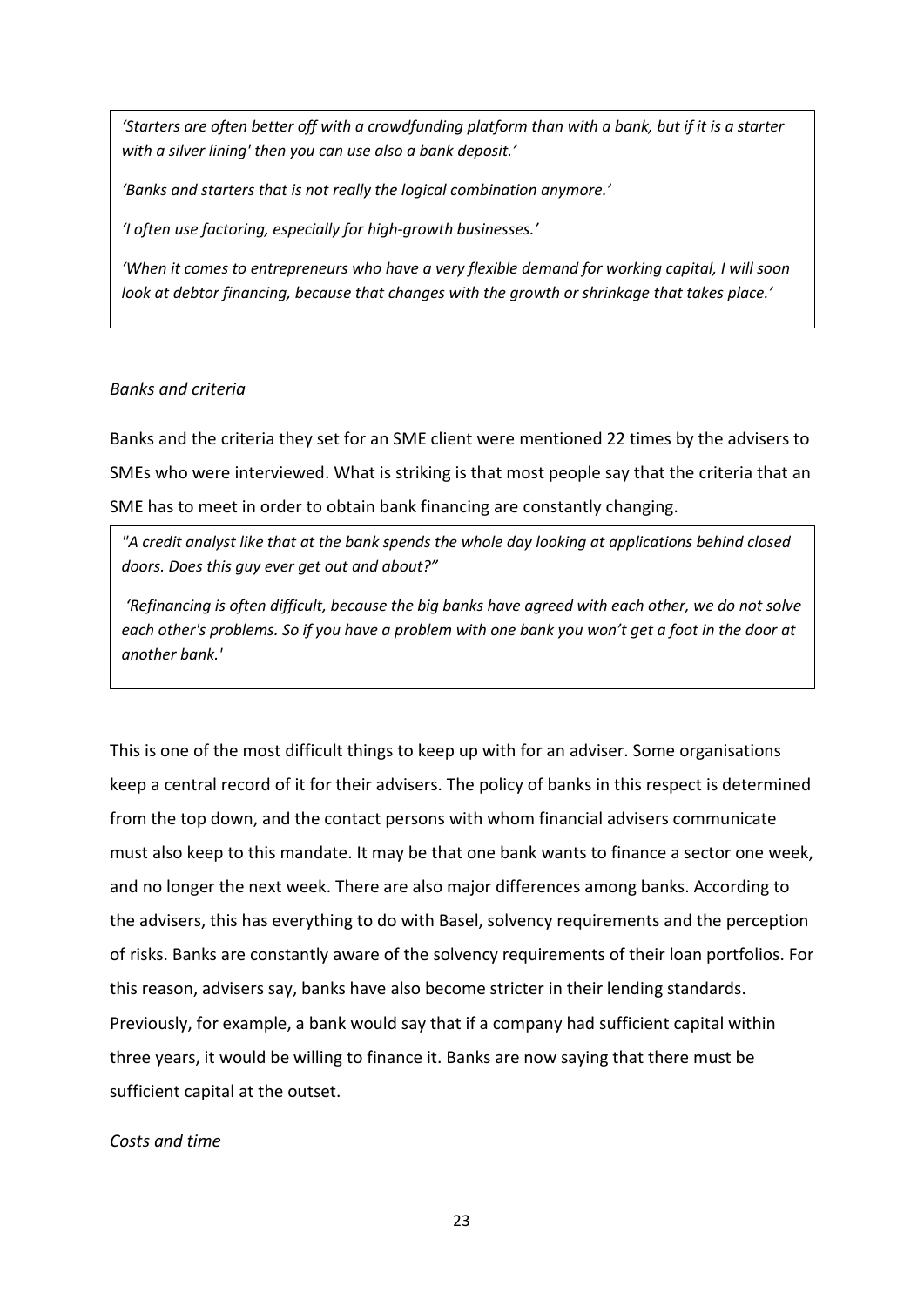*'Starters are often better off with a crowdfunding platform than with a bank, but if it is a starter with a silver lining' then you can use also a bank deposit.'*

*'Banks and starters that is not really the logical combination anymore.'*

*'I often use factoring, especially for high-growth businesses.'*

*'When it comes to entrepreneurs who have a very flexible demand for working capital, I will soon look at debtor financing, because that changes with the growth or shrinkage that takes place.'*

*Banks and criteria*

Banks and the criteria they set for an SME client were mentioned 22 times by the advisers to SMEs who were interviewed. What is striking is that most people say that the criteria that an SME has to meet in order to obtain bank financing are constantly changing.

*"A credit analyst like that at the bank spends the whole day looking at applications behind closed doors. Does this guy ever get out and about?"*

*'Refinancing is often difficult, because the big banks have agreed with each other, we do not solve each other's problems. So if you have a problem with one bank you won't get a foot in the door at another bank.'*

This is one of the most difficult things to keep up with for an adviser. Some organisations keep a central record of it for their advisers. The policy of banks in this respect is determined from the top down, and the contact persons with whom financial advisers communicate must also keep to this mandate. It may be that one bank wants to finance a sector one week, and no longer the next week. There are also major differences among banks. According to the advisers, this has everything to do with Basel, solvency requirements and the perception of risks. Banks are constantly aware of the solvency requirements of their loan portfolios. For this reason, advisers say, banks have also become stricter in their lending standards. Previously, for example, a bank would say that if a company had sufficient capital within three years, it would be willing to finance it. Banks are now saying that there must be sufficient capital at the outset.

*Costs and time*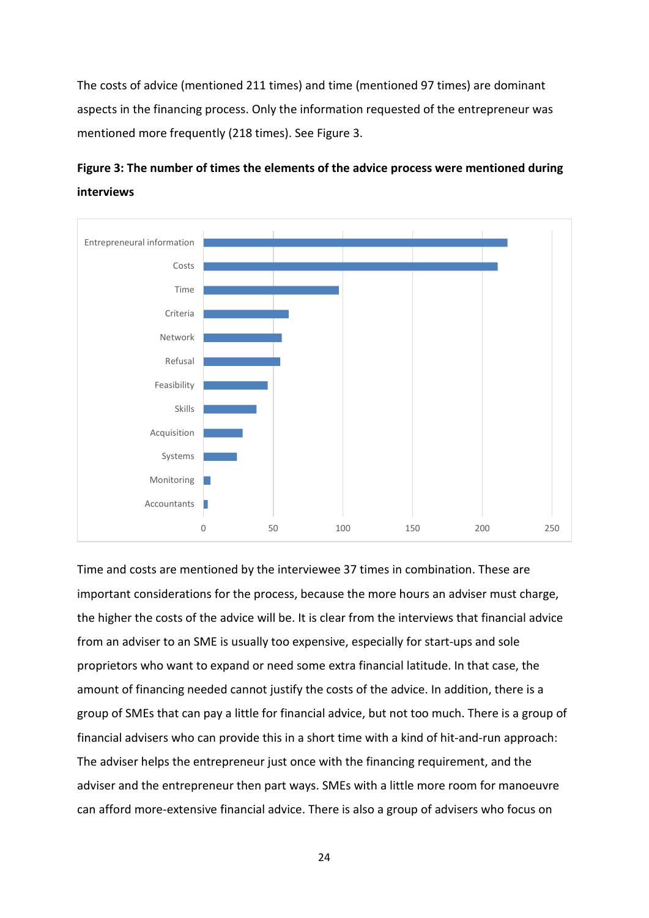The costs of advice (mentioned 211 times) and time (mentioned 97 times) are dominant aspects in the financing process. Only the information requested of the entrepreneur was mentioned more frequently (218 times). See Figure 3.

**Figure 3: The number of times the elements of the advice process were mentioned during interviews**

Time and costs are mentioned by the interviewee 37 times in combination. These are important considerations for the process, because the more hours an adviser must charge, the higher the costs of the advice will be. It is clear from the interviews that financial advice from an adviser to an SME is usually too expensive, especially for start-ups and sole proprietors who want to expand or need some extra financial latitude. In that case, the amount of financing needed cannot justify the costs of the advice. In addition, there is a group of SMEs that can pay a little for financial advice, but not too much. There is a group of financial advisers who can provide this in a short time with a kind of hit-and-run approach: The adviser helps the entrepreneur just once with the financing requirement, and the adviser and the entrepreneur then part ways. SMEs with a little more room for manoeuvre can afford more-extensive financial advice. There is also a group of advisers who focus on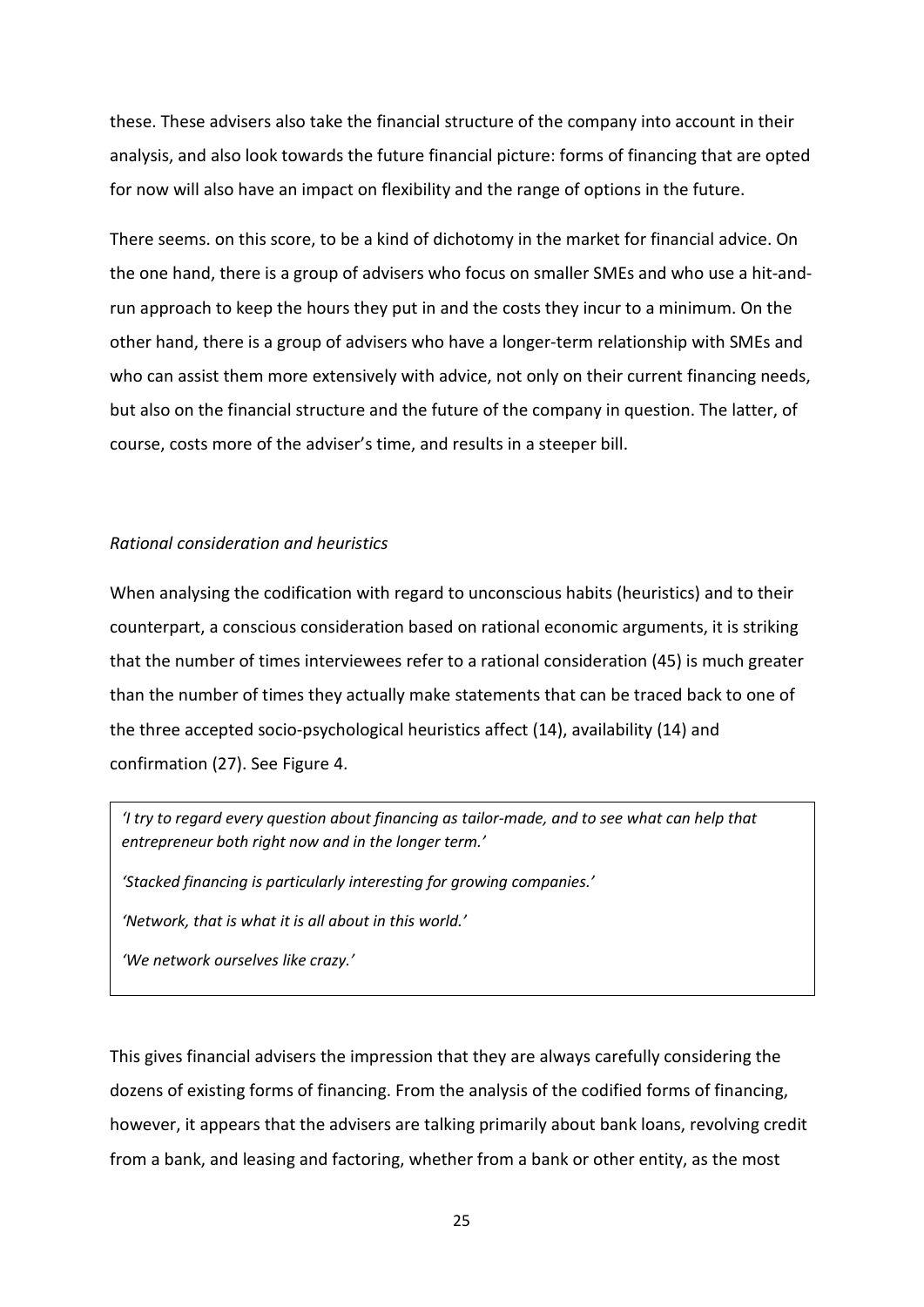these. These advisers also take the financial structure of the company into account in their analysis, and also look towards the future financial picture: forms of financing that are opted for now will also have an impact on flexibility and the range of options in the future.

There seems. on this score, to be a kind of dichotomy in the market for financial advice. On the one hand, there is a group of advisers who focus on smaller SMEs and who use a hit-and-run approach to keep the hours they put in and the costs they incur to a minimum. On the other hand, there is a group of advisers who have a longer-term relationship with SMEs and who can assist them more extensively with advice, not only on their current financing needs, but also on the financial structure and the future of the company in question. The latter, of course, costs more of the adviser's time, and results in a steeper bill.

*Rational consideration and heuristics*

When analysing the codification with regard to unconscious habits (heuristics) and to their counterpart, a conscious consideration based on rational economic arguments, it is striking that the number of times interviewees refer to a rational consideration (45) is much greater than the number of times they actually make statements that can be traced back to one of the three accepted socio-psychological heuristics affect (14), availability (14) and confirmation (27). See Figure 4.

> *'I try to regard every question about financing as tailor-made, and to see what can help that entrepreneur both right now and in the longer term.'*
>
> *'Stacked financing is particularly interesting for growing companies.'*
>
> *'Network, that is what it is all about in this world.'*
>
> *'We network ourselves like crazy.'*

This gives financial advisers the impression that they are always carefully considering the dozens of existing forms of financing. From the analysis of the codified forms of financing, however, it appears that the advisers are talking primarily about bank loans, revolving credit from a bank, and leasing and factoring, whether from a bank or other entity, as the most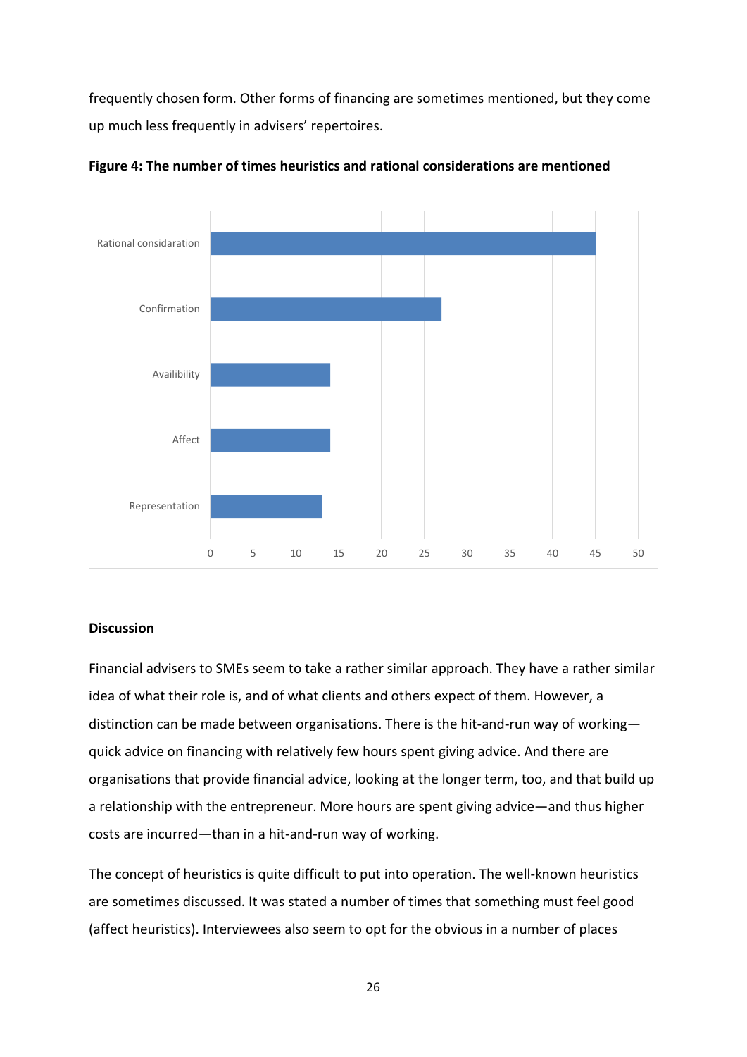frequently chosen form. Other forms of financing are sometimes mentioned, but they come up much less frequently in advisers' repertoires.

**Figure 4: The number of times heuristics and rational considerations are mentioned**

| Category | Number of mentions |
|---|---|
| Rational considaration | 45 |
| Confirmation | 27 |
| Availibility | 14 |
| Affect | 14 |
| Representation | 13 |

### Discussion

Financial advisers to SMEs seem to take a rather similar approach. They have a rather similar idea of what their role is, and of what clients and others expect of them. However, a distinction can be made between organisations. There is the hit-and-run way of working—quick advice on financing with relatively few hours spent giving advice. And there are organisations that provide financial advice, looking at the longer term, too, and that build up a relationship with the entrepreneur. More hours are spent giving advice—and thus higher costs are incurred—than in a hit-and-run way of working.

The concept of heuristics is quite difficult to put into operation. The well-known heuristics are sometimes discussed. It was stated a number of times that something must feel good (affect heuristics). Interviewees also seem to opt for the obvious in a number of places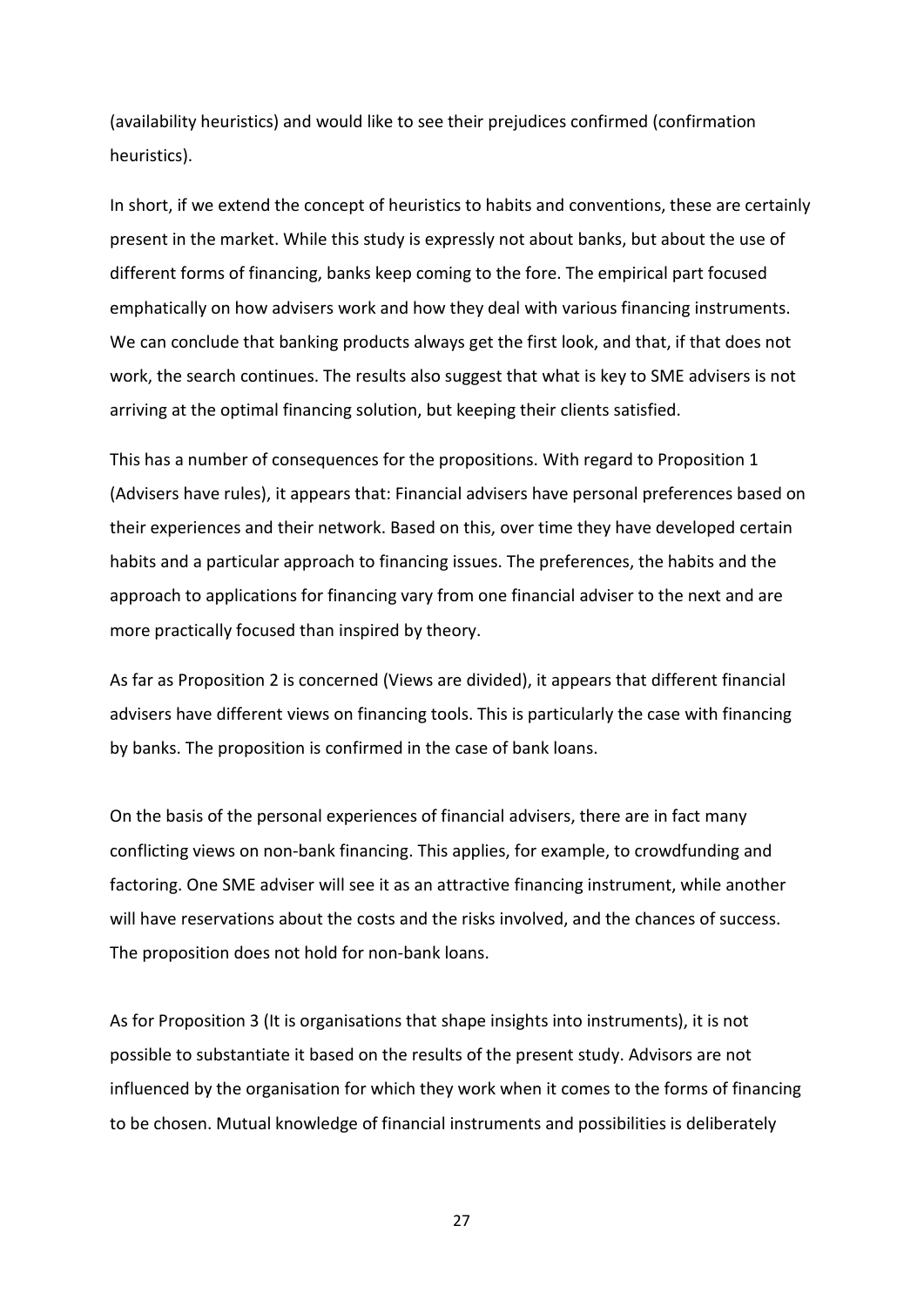(availability heuristics) and would like to see their prejudices confirmed (confirmation heuristics).

In short, if we extend the concept of heuristics to habits and conventions, these are certainly present in the market. While this study is expressly not about banks, but about the use of different forms of financing, banks keep coming to the fore. The empirical part focused emphatically on how advisers work and how they deal with various financing instruments. We can conclude that banking products always get the first look, and that, if that does not work, the search continues. The results also suggest that what is key to SME advisers is not arriving at the optimal financing solution, but keeping their clients satisfied.

This has a number of consequences for the propositions. With regard to Proposition 1 (Advisers have rules), it appears that: Financial advisers have personal preferences based on their experiences and their network. Based on this, over time they have developed certain habits and a particular approach to financing issues. The preferences, the habits and the approach to applications for financing vary from one financial adviser to the next and are more practically focused than inspired by theory.

As far as Proposition 2 is concerned (Views are divided), it appears that different financial advisers have different views on financing tools. This is particularly the case with financing by banks. The proposition is confirmed in the case of bank loans.

On the basis of the personal experiences of financial advisers, there are in fact many conflicting views on non-bank financing. This applies, for example, to crowdfunding and factoring. One SME adviser will see it as an attractive financing instrument, while another will have reservations about the costs and the risks involved, and the chances of success. The proposition does not hold for non-bank loans.

As for Proposition 3 (It is organisations that shape insights into instruments), it is not possible to substantiate it based on the results of the present study. Advisors are not influenced by the organisation for which they work when it comes to the forms of financing to be chosen. Mutual knowledge of financial instruments and possibilities is deliberately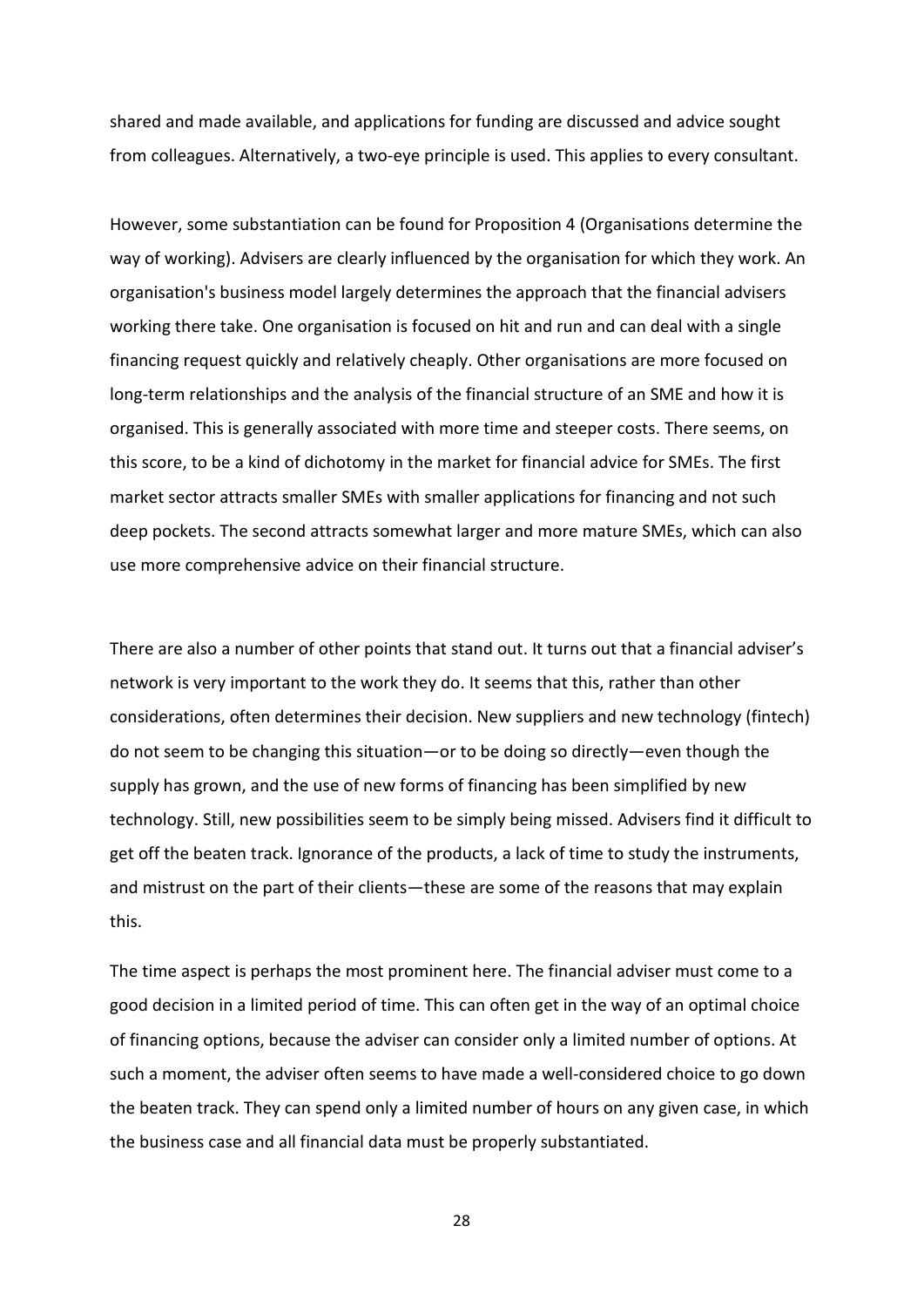shared and made available, and applications for funding are discussed and advice sought from colleagues. Alternatively, a two-eye principle is used. This applies to every consultant.

However, some substantiation can be found for Proposition 4 (Organisations determine the way of working). Advisers are clearly influenced by the organisation for which they work. An organisation's business model largely determines the approach that the financial advisers working there take. One organisation is focused on hit and run and can deal with a single financing request quickly and relatively cheaply. Other organisations are more focused on long-term relationships and the analysis of the financial structure of an SME and how it is organised. This is generally associated with more time and steeper costs. There seems, on this score, to be a kind of dichotomy in the market for financial advice for SMEs. The first market sector attracts smaller SMEs with smaller applications for financing and not such deep pockets. The second attracts somewhat larger and more mature SMEs, which can also use more comprehensive advice on their financial structure.

There are also a number of other points that stand out. It turns out that a financial adviser's network is very important to the work they do. It seems that this, rather than other considerations, often determines their decision. New suppliers and new technology (fintech) do not seem to be changing this situation—or to be doing so directly—even though the supply has grown, and the use of new forms of financing has been simplified by new technology. Still, new possibilities seem to be simply being missed. Advisers find it difficult to get off the beaten track. Ignorance of the products, a lack of time to study the instruments, and mistrust on the part of their clients—these are some of the reasons that may explain this.

The time aspect is perhaps the most prominent here. The financial adviser must come to a good decision in a limited period of time. This can often get in the way of an optimal choice of financing options, because the adviser can consider only a limited number of options. At such a moment, the adviser often seems to have made a well-considered choice to go down the beaten track. They can spend only a limited number of hours on any given case, in which the business case and all financial data must be properly substantiated.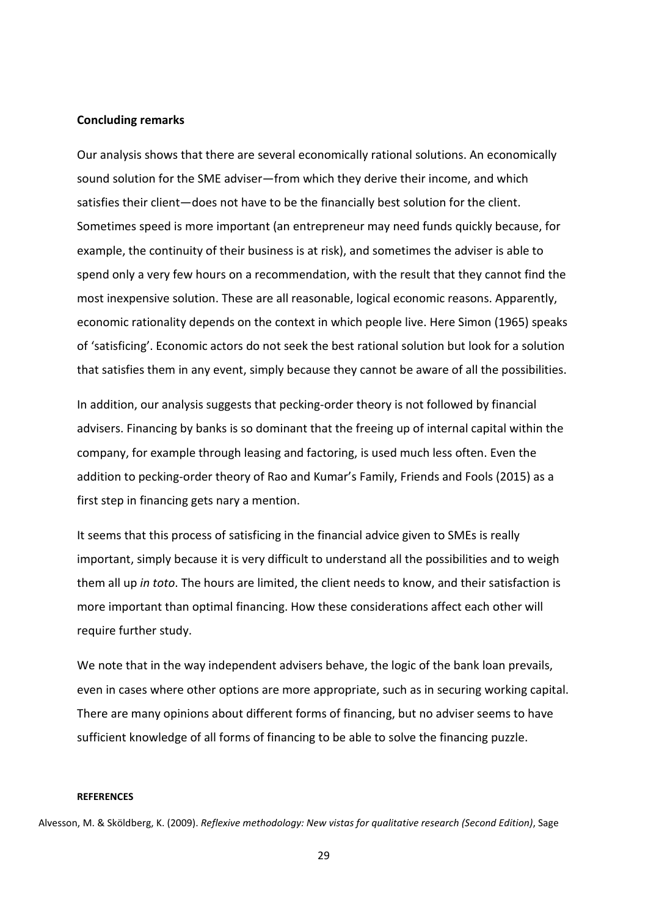## Concluding remarks

Our analysis shows that there are several economically rational solutions. An economically sound solution for the SME adviser—from which they derive their income, and which satisfies their client—does not have to be the financially best solution for the client. Sometimes speed is more important (an entrepreneur may need funds quickly because, for example, the continuity of their business is at risk), and sometimes the adviser is able to spend only a very few hours on a recommendation, with the result that they cannot find the most inexpensive solution. These are all reasonable, logical economic reasons. Apparently, economic rationality depends on the context in which people live. Here Simon (1965) speaks of 'satisficing'. Economic actors do not seek the best rational solution but look for a solution that satisfies them in any event, simply because they cannot be aware of all the possibilities.

In addition, our analysis suggests that pecking-order theory is not followed by financial advisers. Financing by banks is so dominant that the freeing up of internal capital within the company, for example through leasing and factoring, is used much less often. Even the addition to pecking-order theory of Rao and Kumar's Family, Friends and Fools (2015) as a first step in financing gets nary a mention.

It seems that this process of satisficing in the financial advice given to SMEs is really important, simply because it is very difficult to understand all the possibilities and to weigh them all up *in toto*. The hours are limited, the client needs to know, and their satisfaction is more important than optimal financing. How these considerations affect each other will require further study.

We note that in the way independent advisers behave, the logic of the bank loan prevails, even in cases where other options are more appropriate, such as in securing working capital. There are many opinions about different forms of financing, but no adviser seems to have sufficient knowledge of all forms of financing to be able to solve the financing puzzle.

#### REFERENCES

Alvesson, M. & Sköldberg, K. (2009). *Reflexive methodology: New vistas for qualitative research (Second Edition)*, Sage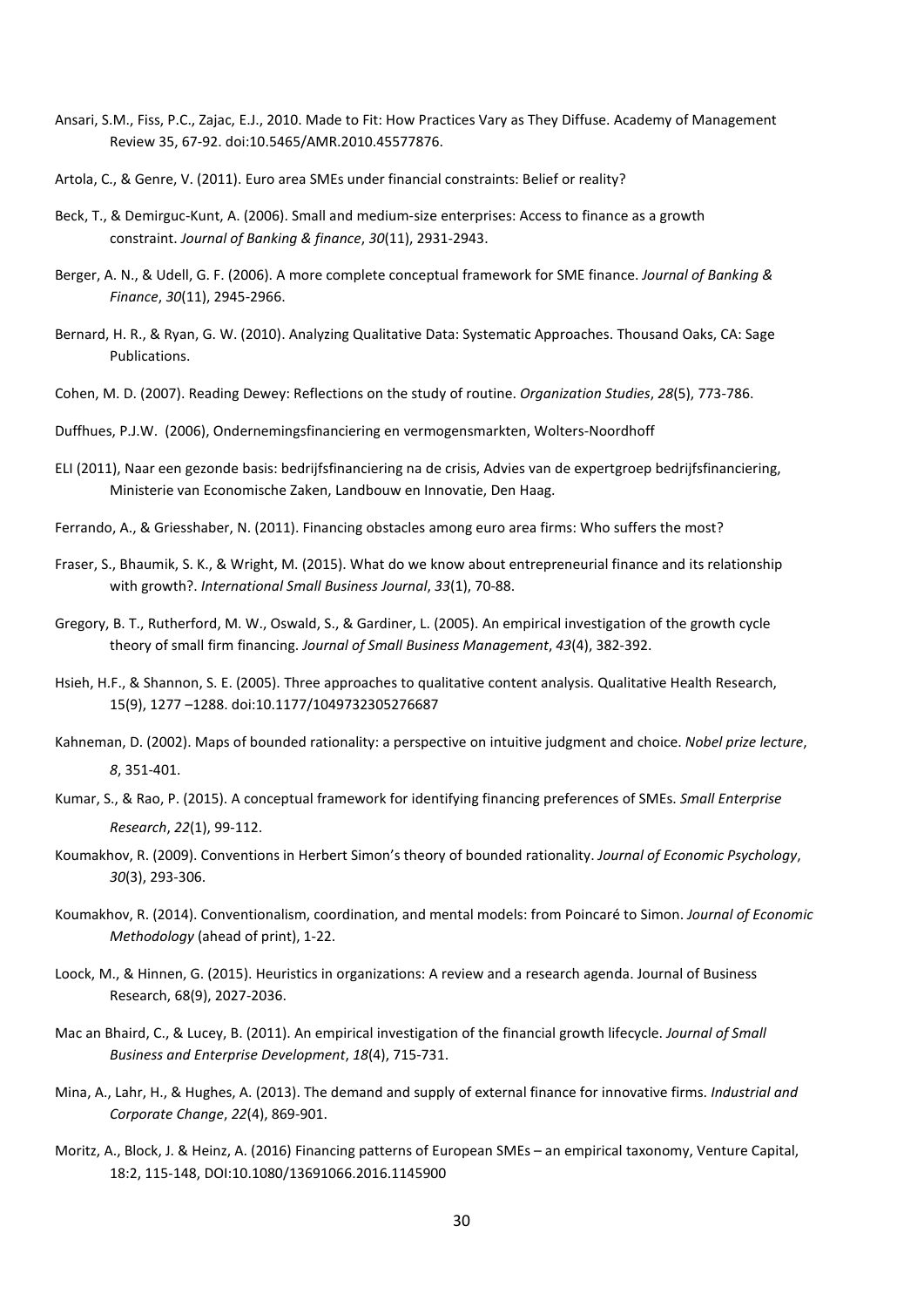Ansari, S.M., Fiss, P.C., Zajac, E.J., 2010. Made to Fit: How Practices Vary as They Diffuse. Academy of Management Review 35, 67-92. doi:10.5465/AMR.2010.45577876.

Artola, C., & Genre, V. (2011). Euro area SMEs under financial constraints: Belief or reality?

Beck, T., & Demirguc-Kunt, A. (2006). Small and medium-size enterprises: Access to finance as a growth constraint. *Journal of Banking & finance*, *30*(11), 2931-2943.

Berger, A. N., & Udell, G. F. (2006). A more complete conceptual framework for SME finance. *Journal of Banking & Finance*, *30*(11), 2945-2966.

Bernard, H. R., & Ryan, G. W. (2010). Analyzing Qualitative Data: Systematic Approaches. Thousand Oaks, CA: Sage Publications.

Cohen, M. D. (2007). Reading Dewey: Reflections on the study of routine. *Organization Studies*, *28*(5), 773-786.

Duffhues, P.J.W. (2006), Ondernemingsfinanciering en vermogensmarkten, Wolters-Noordhoff

ELI (2011), Naar een gezonde basis: bedrijfsfinanciering na de crisis, Advies van de expertgroep bedrijfsfinanciering, Ministerie van Economische Zaken, Landbouw en Innovatie, Den Haag.

Ferrando, A., & Griesshaber, N. (2011). Financing obstacles among euro area firms: Who suffers the most?

Fraser, S., Bhaumik, S. K., & Wright, M. (2015). What do we know about entrepreneurial finance and its relationship with growth?. *International Small Business Journal*, *33*(1), 70-88.

Gregory, B. T., Rutherford, M. W., Oswald, S., & Gardiner, L. (2005). An empirical investigation of the growth cycle theory of small firm financing. *Journal of Small Business Management*, *43*(4), 382-392.

Hsieh, H.F., & Shannon, S. E. (2005). Three approaches to qualitative content analysis. Qualitative Health Research, 15(9), 1277 –1288. doi:10.1177/1049732305276687

Kahneman, D. (2002). Maps of bounded rationality: a perspective on intuitive judgment and choice. *Nobel prize lecture*, *8*, 351-401.

Kumar, S., & Rao, P. (2015). A conceptual framework for identifying financing preferences of SMEs. *Small Enterprise Research*, *22*(1), 99-112.

Koumakhov, R. (2009). Conventions in Herbert Simon's theory of bounded rationality. *Journal of Economic Psychology*, *30*(3), 293-306.

Koumakhov, R. (2014). Conventionalism, coordination, and mental models: from Poincaré to Simon. *Journal of Economic Methodology* (ahead of print), 1-22.

Loock, M., & Hinnen, G. (2015). Heuristics in organizations: A review and a research agenda. Journal of Business Research, 68(9), 2027-2036.

Mac an Bhaird, C., & Lucey, B. (2011). An empirical investigation of the financial growth lifecycle. *Journal of Small Business and Enterprise Development*, *18*(4), 715-731.

Mina, A., Lahr, H., & Hughes, A. (2013). The demand and supply of external finance for innovative firms. *Industrial and Corporate Change*, *22*(4), 869-901.

Moritz, A., Block, J. & Heinz, A. (2016) Financing patterns of European SMEs – an empirical taxonomy, Venture Capital, 18:2, 115-148, DOI:10.1080/13691066.2016.1145900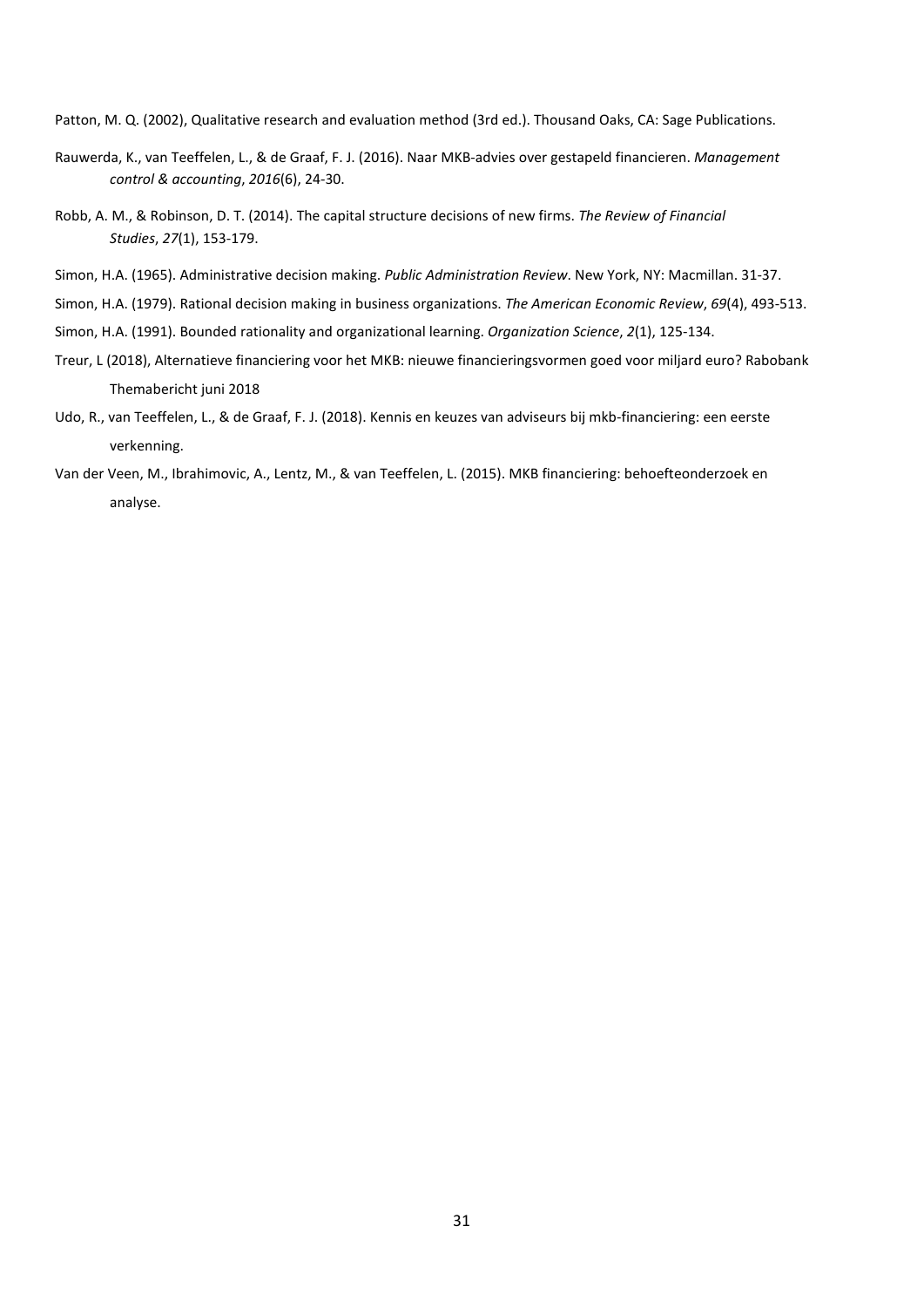Patton, M. Q. (2002), Qualitative research and evaluation method (3rd ed.). Thousand Oaks, CA: Sage Publications.

Rauwerda, K., van Teeffelen, L., & de Graaf, F. J. (2016). Naar MKB-advies over gestapeld financieren. *Management control & accounting*, *2016*(6), 24-30.

Robb, A. M., & Robinson, D. T. (2014). The capital structure decisions of new firms. *The Review of Financial Studies*, *27*(1), 153-179.

Simon, H.A. (1965). Administrative decision making. *Public Administration Review*. New York, NY: Macmillan. 31-37.

Simon, H.A. (1979). Rational decision making in business organizations. *The American Economic Review*, *69*(4), 493-513.

Simon, H.A. (1991). Bounded rationality and organizational learning. *Organization Science*, *2*(1), 125-134.

Treur, L (2018), Alternatieve financiering voor het MKB: nieuwe financieringsvormen goed voor miljard euro? Rabobank Themabericht juni 2018

Udo, R., van Teeffelen, L., & de Graaf, F. J. (2018). Kennis en keuzes van adviseurs bij mkb-financiering: een eerste verkenning.

Van der Veen, M., Ibrahimovic, A., Lentz, M., & van Teeffelen, L. (2015). MKB financiering: behoefteonderzoek en analyse.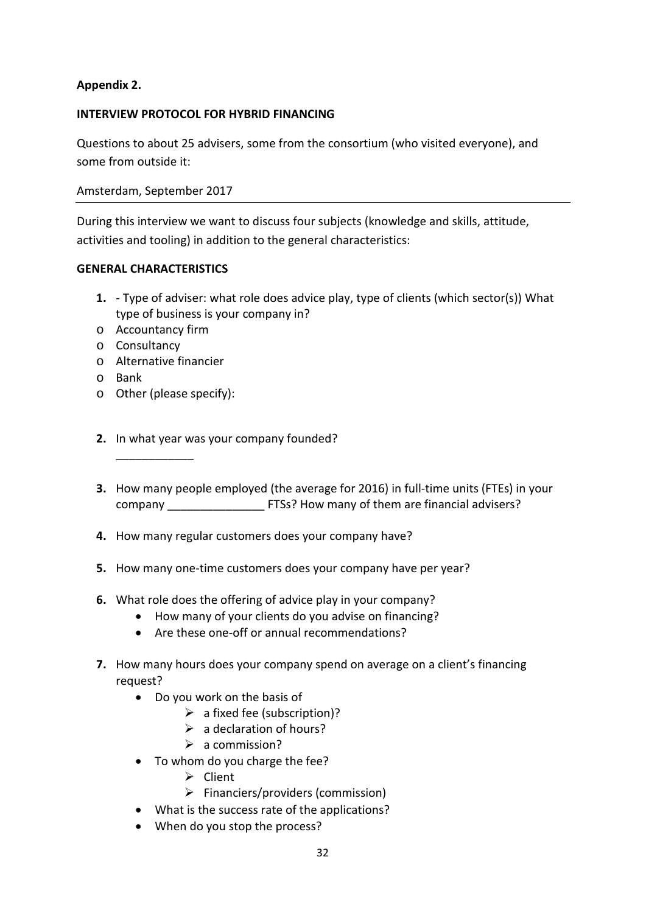**Appendix 2.**

**INTERVIEW PROTOCOL FOR HYBRID FINANCING**

Questions to about 25 advisers, some from the consortium (who visited everyone), and some from outside it:

Amsterdam, September 2017

---

During this interview we want to discuss four subjects (knowledge and skills, attitude, activities and tooling) in addition to the general characteristics:

**GENERAL CHARACTERISTICS**

**1.** - Type of adviser: what role does advice play, type of clients (which sector(s)) What type of business is your company in?

- o Accountancy firm
- o Consultancy
- o Alternative financier
- o Bank
- o Other (please specify):

**2.** In what year was your company founded?

____________

**3.** How many people employed (the average for 2016) in full-time units (FTEs) in your company _______________ FTSs? How many of them are financial advisers?

**4.** How many regular customers does your company have?

**5.** How many one-time customers does your company have per year?

**6.** What role does the offering of advice play in your company?
   - How many of your clients do you advise on financing?
   - Are these one-off or annual recommendations?

**7.** How many hours does your company spend on average on a client's financing request?
   - Do you work on the basis of
     - a fixed fee (subscription)?
     - a declaration of hours?
     - a commission?
   - To whom do you charge the fee?
     - Client
     - Financiers/providers (commission)
   - What is the success rate of the applications?
   - When do you stop the process?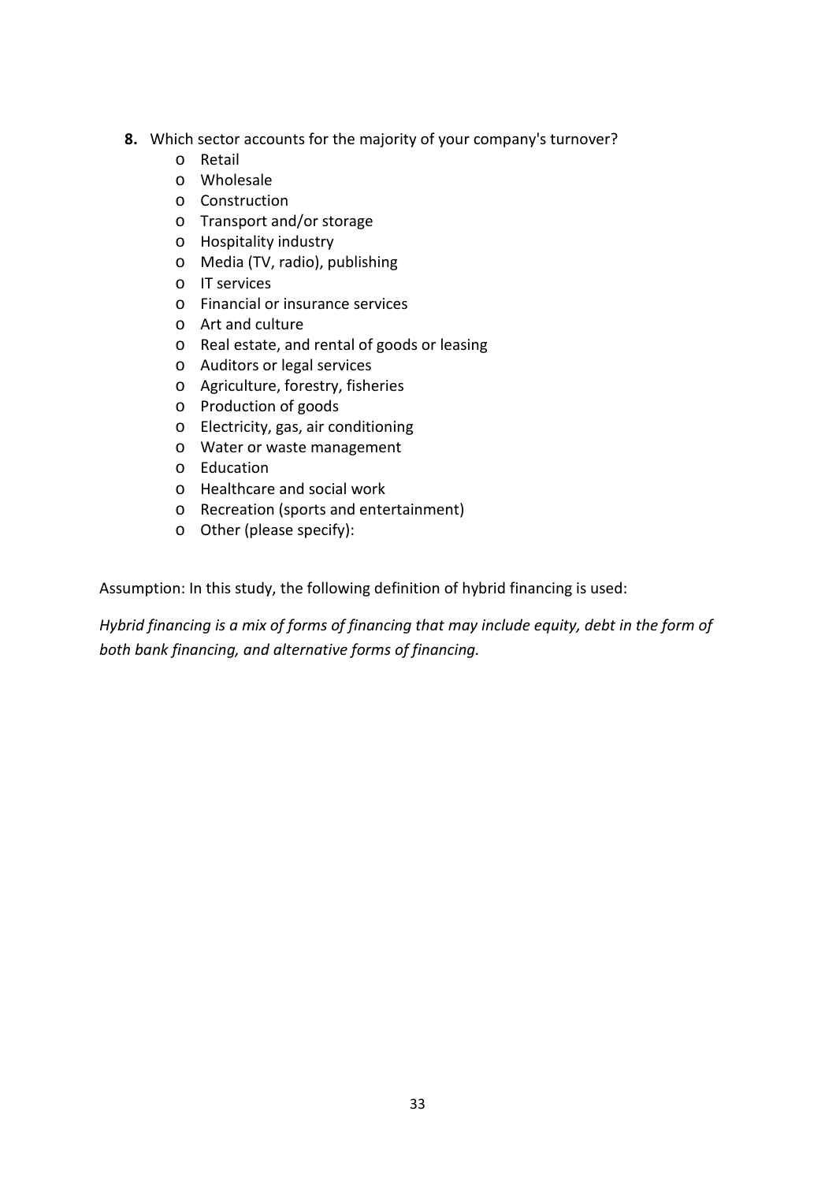**8.** Which sector accounts for the majority of your company's turnover?

- Retail
- Wholesale
- Construction
- Transport and/or storage
- Hospitality industry
- Media (TV, radio), publishing
- IT services
- Financial or insurance services
- Art and culture
- Real estate, and rental of goods or leasing
- Auditors or legal services
- Agriculture, forestry, fisheries
- Production of goods
- Electricity, gas, air conditioning
- Water or waste management
- Education
- Healthcare and social work
- Recreation (sports and entertainment)
- Other (please specify):

Assumption: In this study, the following definition of hybrid financing is used:

*Hybrid financing is a mix of forms of financing that may include equity, debt in the form of both bank financing, and alternative forms of financing.*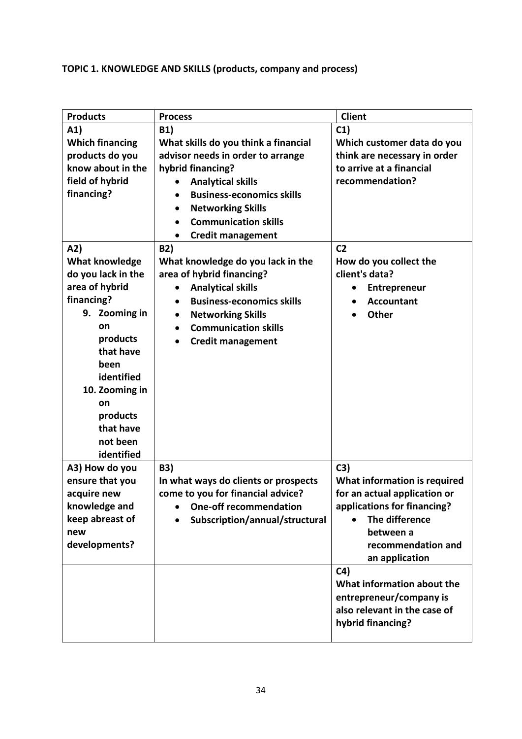**TOPIC 1. KNOWLEDGE AND SKILLS (products, company and process)**

| **Products** | **Process** | **Client** |
|---|---|---|
| **A1)** **Which financing products do you know about in the field of hybrid financing?** | **B1)** **What skills do you think a financial advisor needs in order to arrange hybrid financing?** <br>• **Analytical skills**<br>• **Business-economics skills**<br>• **Networking Skills**<br>• **Communication skills**<br>• **Credit management** | **C1)** **Which customer data do you think are necessary in order to arrive at a financial recommendation?** |
| **A2)** **What knowledge do you lack in the area of hybrid financing?**<br>9. **Zooming in on products that have been identified**<br>10. **Zooming in on products that have not been identified** | **B2)** **What knowledge do you lack in the area of hybrid financing?**<br>• **Analytical skills**<br>• **Business-economics skills**<br>• **Networking Skills**<br>• **Communication skills**<br>• **Credit management** | **C2** **How do you collect the client's data?**<br>• **Entrepreneur**<br>• **Accountant**<br>• **Other** |
| **A3) How do you ensure that you acquire new knowledge and keep abreast of new developments?** | **B3)** **In what ways do clients or prospects come to you for financial advice?**<br>• **One-off recommendation**<br>• **Subscription/annual/structural** | **C3)** **What information is required for an actual application or applications for financing?**<br>• **The difference between a recommendation and an application** |
| | | **C4)** **What information about the entrepreneur/company is also relevant in the case of hybrid financing?** |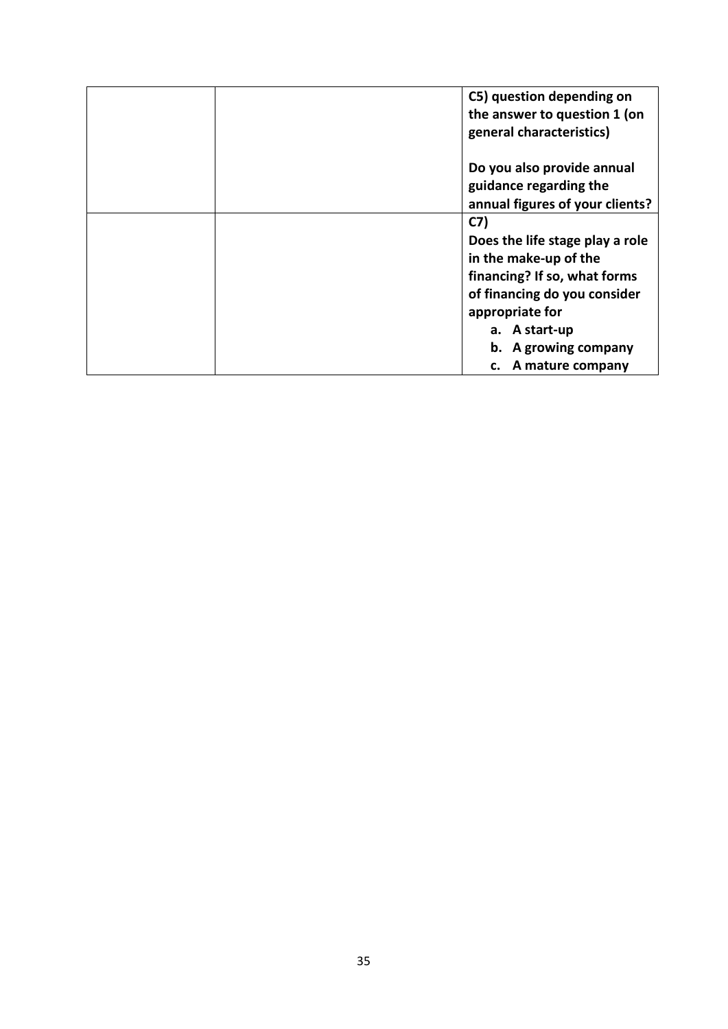|  |  |  |
|---|---|---|
|  |  | **C5) question depending on the answer to question 1 (on general characteristics)**<br><br>**Do you also provide annual guidance regarding the annual figures of your clients?** |
|  |  | **C7)**<br>**Does the life stage play a role in the make-up of the financing? If so, what forms of financing do you consider appropriate for**<br>**a. A start-up**<br>**b. A growing company**<br>**c. A mature company** |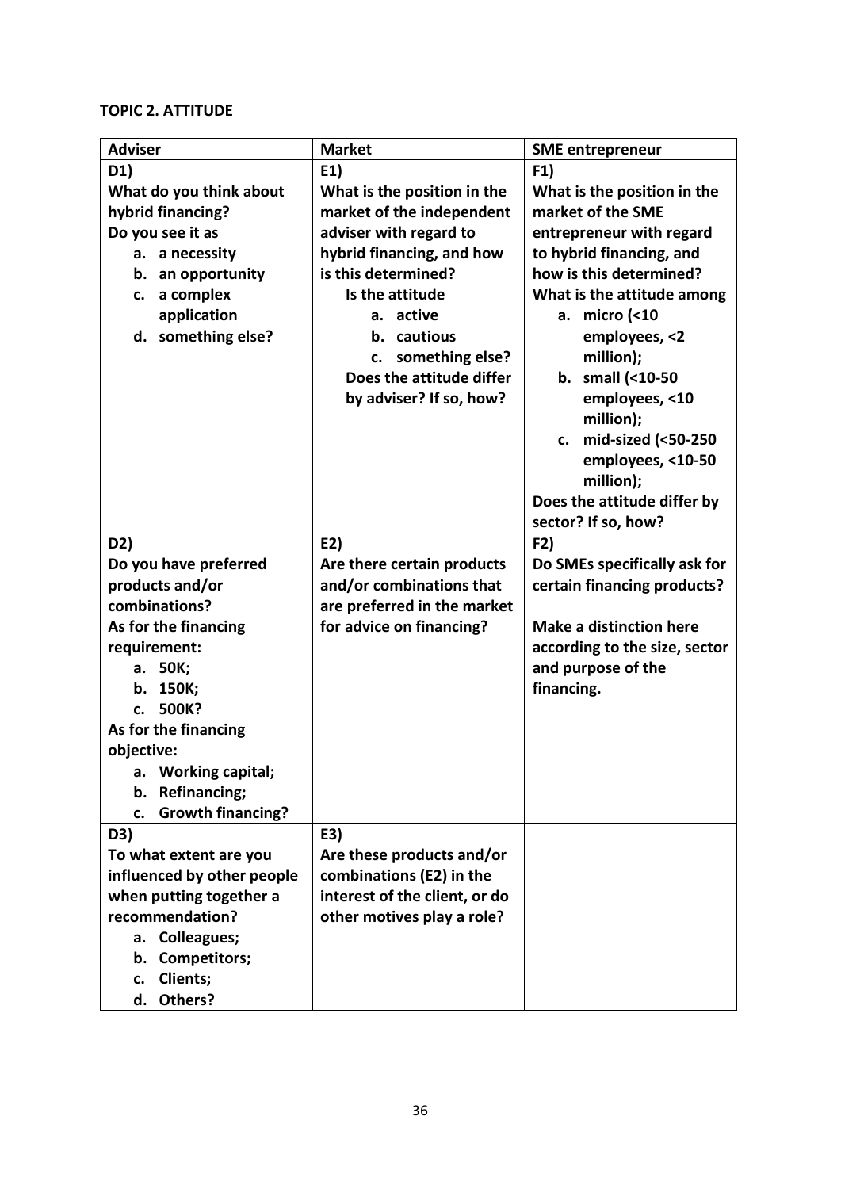**TOPIC 2. ATTITUDE**

| Adviser | Market | SME entrepreneur |
|---|---|---|
| **D1)**<br>**What do you think about hybrid financing?**<br>**Do you see it as**<br>**a. a necessity**<br>**b. an opportunity**<br>**c. a complex application**<br>**d. something else?** | **E1)**<br>**What is the position in the market of the independent adviser with regard to hybrid financing, and how is this determined?**<br>**Is the attitude**<br>**a. active**<br>**b. cautious**<br>**c. something else?**<br>**Does the attitude differ by adviser? If so, how?** | **F1)**<br>**What is the position in the market of the SME entrepreneur with regard to hybrid financing, and how is this determined?**<br>**What is the attitude among**<br>**a. micro (<10 employees, <2 million);**<br>**b. small (<10-50 employees, <10 million);**<br>**c. mid-sized (<50-250 employees, <10-50 million);**<br>**Does the attitude differ by sector? If so, how?** |
| **D2)**<br>**Do you have preferred products and/or combinations?**<br>**As for the financing requirement:**<br>**a. 50K;**<br>**b. 150K;**<br>**c. 500K?**<br>**As for the financing objective:**<br>**a. Working capital;**<br>**b. Refinancing;**<br>**c. Growth financing?** | **E2)**<br>**Are there certain products and/or combinations that are preferred in the market for advice on financing?** | **F2)**<br>**Do SMEs specifically ask for certain financing products?**<br><br>**Make a distinction here according to the size, sector and purpose of the financing.** |
| **D3)**<br>**To what extent are you influenced by other people when putting together a recommendation?**<br>**a. Colleagues;**<br>**b. Competitors;**<br>**c. Clients;**<br>**d. Others?** | **E3)**<br>**Are these products and/or combinations (E2) in the interest of the client, or do other motives play a role?** | |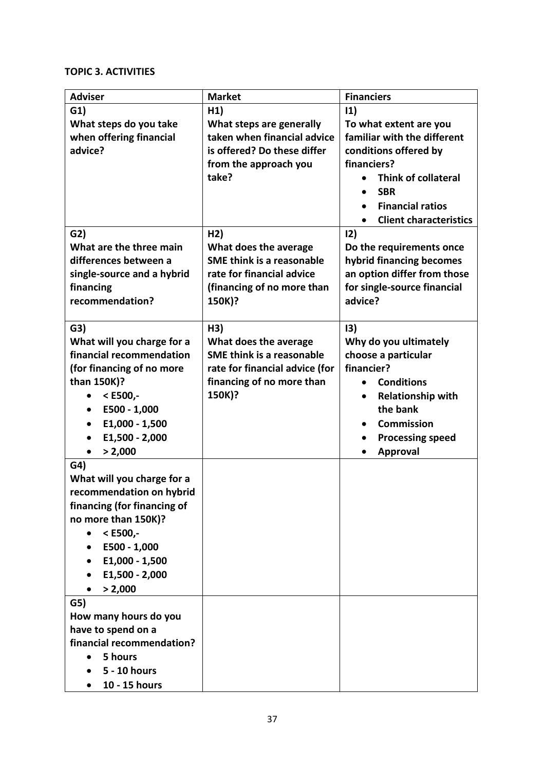**TOPIC 3. ACTIVITIES**

| Adviser | Market | Financiers |
|---|---|---|
| **G1)**<br>**What steps do you take when offering financial advice?** | **H1)**<br>**What steps are generally taken when financial advice is offered? Do these differ from the approach you take?** | **I1)**<br>**To what extent are you familiar with the different conditions offered by financiers?**<br>• **Think of collateral**<br>• **SBR**<br>• **Financial ratios**<br>• **Client characteristics** |
| **G2)**<br>**What are the three main differences between a single-source and a hybrid financing recommendation?** | **H2)**<br>**What does the average SME think is a reasonable rate for financial advice (financing of no more than 150K)?** | **I2)**<br>**Do the requirements once hybrid financing becomes an option differ from those for single-source financial advice?** |
| **G3)**<br>**What will you charge for a financial recommendation (for financing of no more than 150K)?**<br>• **< E500,-**<br>• **E500 - 1,000**<br>• **E1,000 - 1,500**<br>• **E1,500 - 2,000**<br>• **> 2,000** | **H3)**<br>**What does the average SME think is a reasonable rate for financial advice (for financing of no more than 150K)?** | **I3)**<br>**Why do you ultimately choose a particular financier?**<br>• **Conditions**<br>• **Relationship with the bank**<br>• **Commission**<br>• **Processing speed**<br>• **Approval** |
| **G4)**<br>**What will you charge for a recommendation on hybrid financing (for financing of no more than 150K)?**<br>• **< E500,-**<br>• **E500 - 1,000**<br>• **E1,000 - 1,500**<br>• **E1,500 - 2,000**<br>• **> 2,000** | | |
| **G5)**<br>**How many hours do you have to spend on a financial recommendation?**<br>• **5 hours**<br>• **5 - 10 hours**<br>• **10 - 15 hours** | | |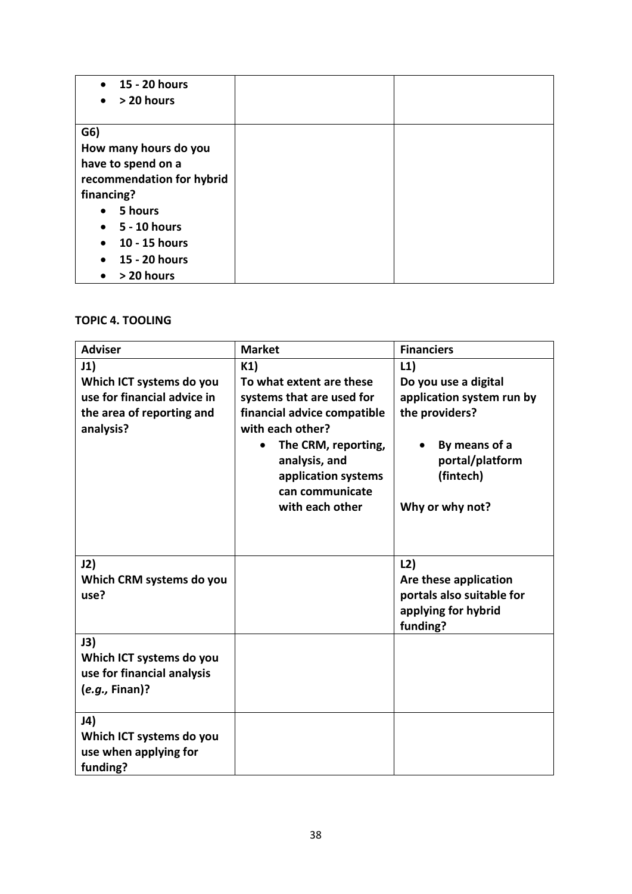| | | |
|---|---|---|
| • **15 - 20 hours**<br>• **> 20 hours** | | |
| **G6)**<br>**How many hours do you have to spend on a recommendation for hybrid financing?**<br>• **5 hours**<br>• **5 - 10 hours**<br>• **10 - 15 hours**<br>• **15 - 20 hours**<br>• **> 20 hours** | | |

**TOPIC 4. TOOLING**

| Adviser | Market | Financiers |
|---|---|---|
| **J1)**<br>**Which ICT systems do you use for financial advice in the area of reporting and analysis?** | **K1)**<br>**To what extent are these systems that are used for financial advice compatible with each other?**<br>• **The CRM, reporting, analysis, and application systems can communicate with each other** | **L1)**<br>**Do you use a digital application system run by the providers?**<br>• **By means of a portal/platform (fintech)**<br><br>**Why or why not?** |
| **J2)**<br>**Which CRM systems do you use?** | | **L2)**<br>**Are these application portals also suitable for applying for hybrid funding?** |
| **J3)**<br>**Which ICT systems do you use for financial analysis (*e.g.,* Finan)?** | | |
| **J4)**<br>**Which ICT systems do you use when applying for funding?** | | |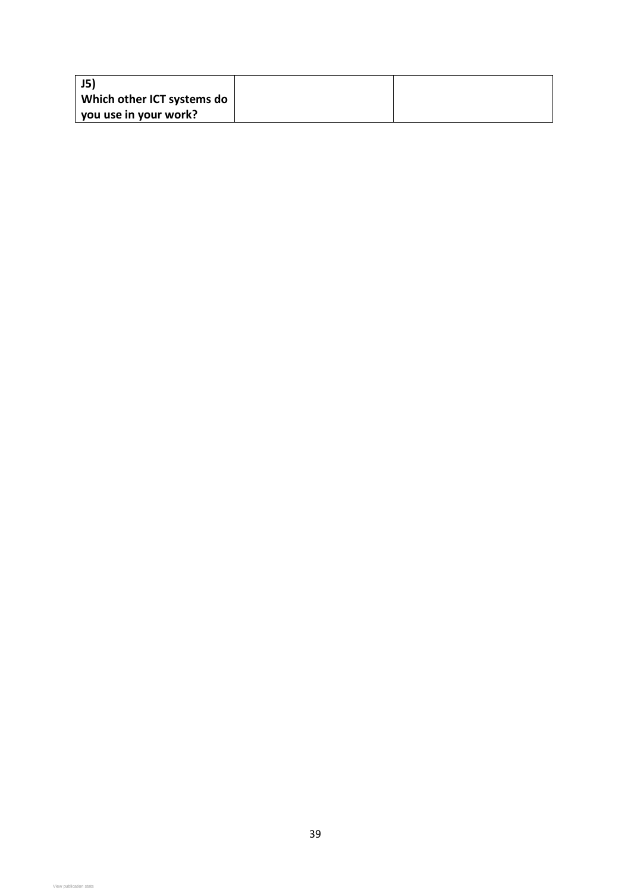| | | |
|---|---|---|
| **J5) Which other ICT systems do you use in your work?** | | |